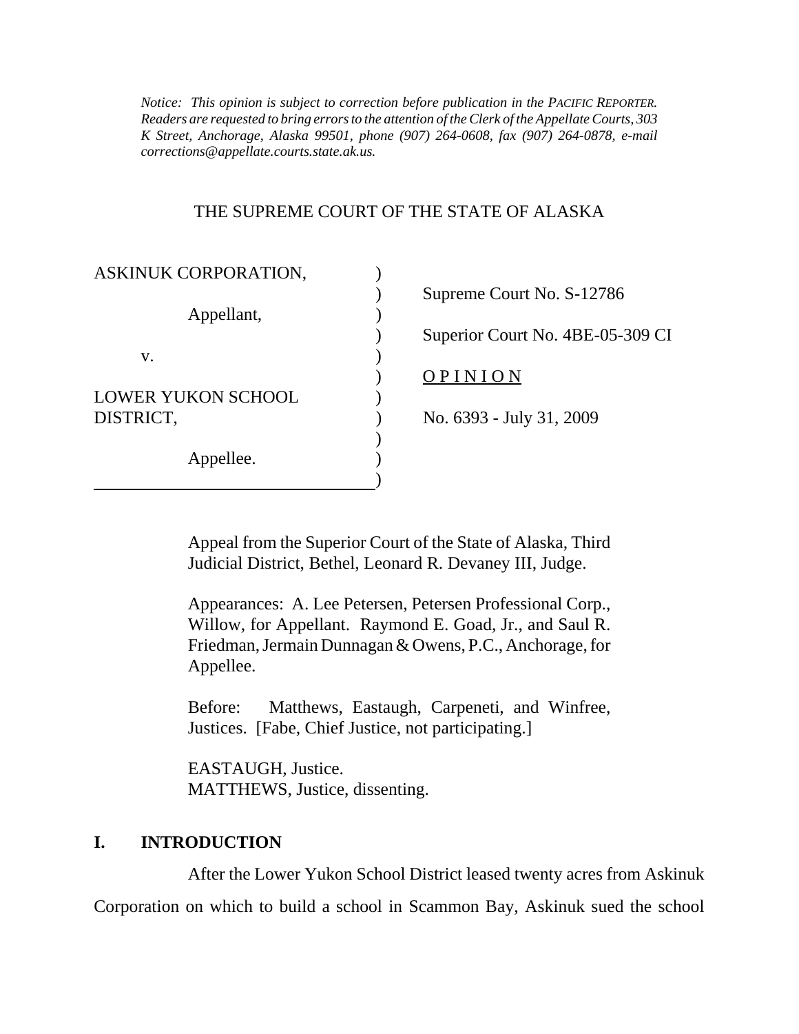*Notice: This opinion is subject to correction before publication in the PACIFIC REPORTER. Readers are requested to bring errors to the attention of the Clerk of the Appellate Courts, 303 K Street, Anchorage, Alaska 99501, phone (907) 264-0608, fax (907) 264-0878, e-mail corrections@appellate.courts.state.ak.us.*

THE SUPREME COURT OF THE STATE OF ALASKA

| | |
|---|---|
| ASKINUK CORPORATION, | Supreme Court No. S-12786 |
| Appellant, | Superior Court No. 4BE-05-309 CI |
| v. | OPINION |
| LOWER YUKON SCHOOL DISTRICT, | No. 6393 - July 31, 2009 |
| Appellee. | |

Appeal from the Superior Court of the State of Alaska, Third Judicial District, Bethel, Leonard R. Devaney III, Judge.

Appearances: A. Lee Petersen, Petersen Professional Corp., Willow, for Appellant. Raymond E. Goad, Jr., and Saul R. Friedman, Jermain Dunnagan & Owens, P.C., Anchorage, for Appellee.

Before: Matthews, Eastaugh, Carpeneti, and Winfree, Justices. [Fabe, Chief Justice, not participating.]

EASTAUGH, Justice.
MATTHEWS, Justice, dissenting.

## I. INTRODUCTION

After the Lower Yukon School District leased twenty acres from Askinuk Corporation on which to build a school in Scammon Bay, Askinuk sued the school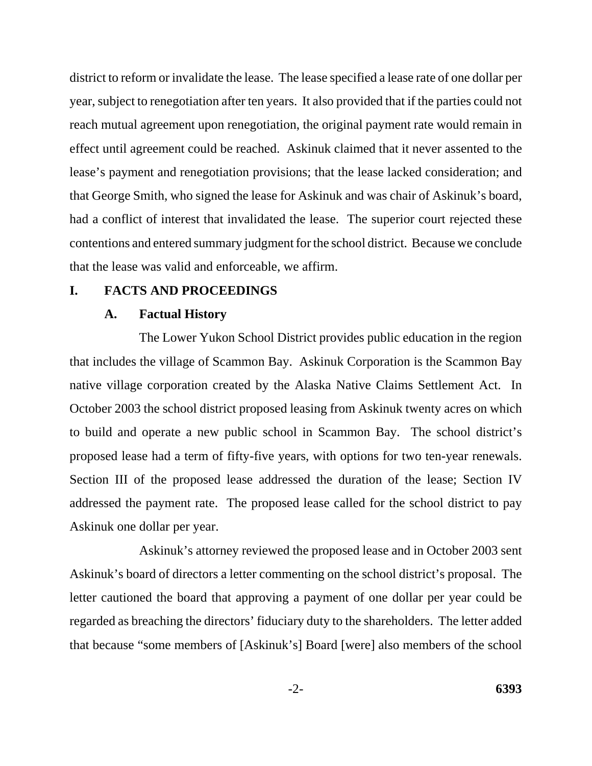district to reform or invalidate the lease. The lease specified a lease rate of one dollar per year, subject to renegotiation after ten years. It also provided that if the parties could not reach mutual agreement upon renegotiation, the original payment rate would remain in effect until agreement could be reached. Askinuk claimed that it never assented to the lease's payment and renegotiation provisions; that the lease lacked consideration; and that George Smith, who signed the lease for Askinuk and was chair of Askinuk's board, had a conflict of interest that invalidated the lease. The superior court rejected these contentions and entered summary judgment for the school district. Because we conclude that the lease was valid and enforceable, we affirm.

## I. FACTS AND PROCEEDINGS

### A. Factual History

The Lower Yukon School District provides public education in the region that includes the village of Scammon Bay. Askinuk Corporation is the Scammon Bay native village corporation created by the Alaska Native Claims Settlement Act. In October 2003 the school district proposed leasing from Askinuk twenty acres on which to build and operate a new public school in Scammon Bay. The school district's proposed lease had a term of fifty-five years, with options for two ten-year renewals. Section III of the proposed lease addressed the duration of the lease; Section IV addressed the payment rate. The proposed lease called for the school district to pay Askinuk one dollar per year.

Askinuk's attorney reviewed the proposed lease and in October 2003 sent Askinuk's board of directors a letter commenting on the school district's proposal. The letter cautioned the board that approving a payment of one dollar per year could be regarded as breaching the directors' fiduciary duty to the shareholders. The letter added that because "some members of [Askinuk's] Board [were] also members of the school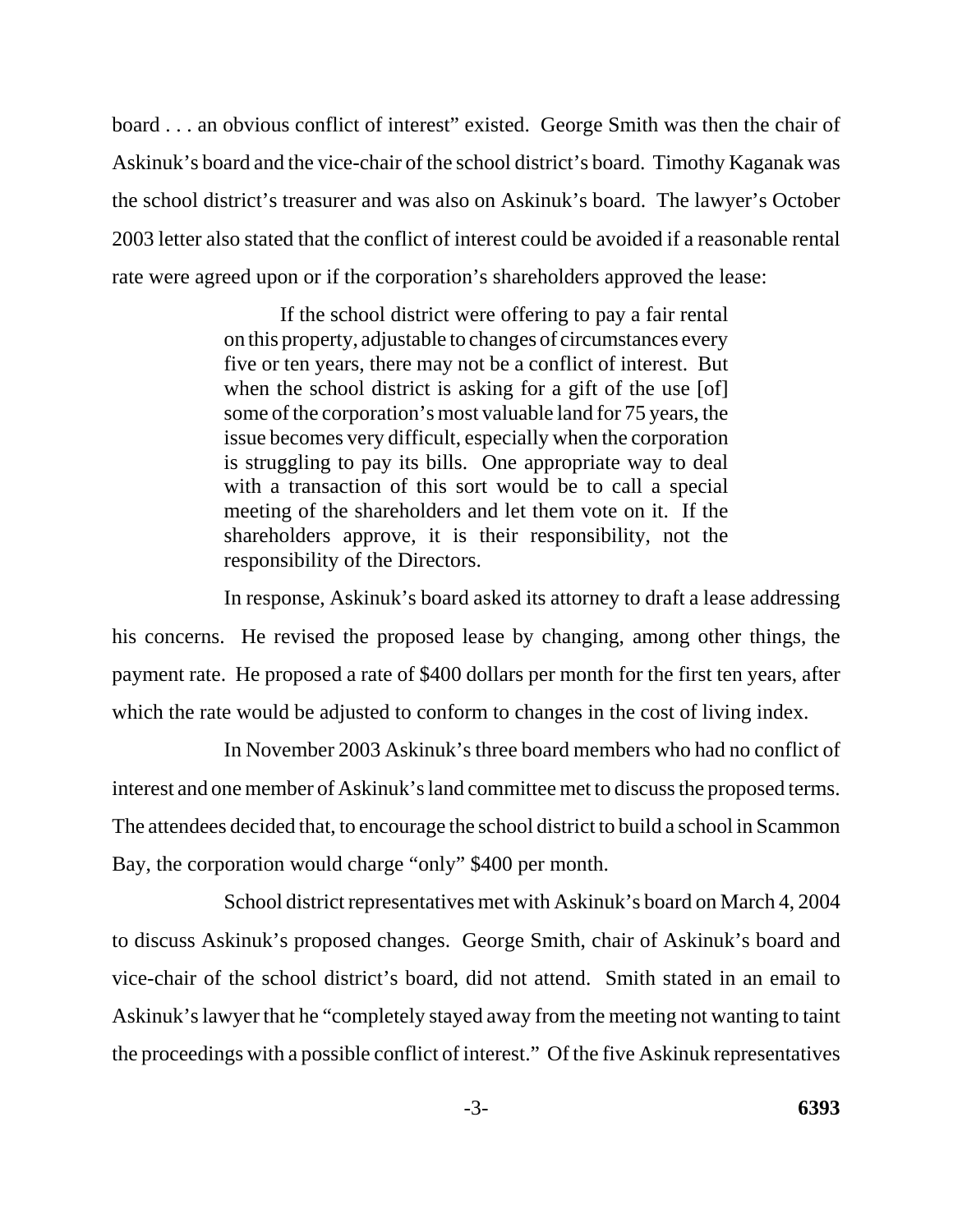board . . . an obvious conflict of interest" existed. George Smith was then the chair of Askinuk's board and the vice-chair of the school district's board. Timothy Kaganak was the school district's treasurer and was also on Askinuk's board. The lawyer's October 2003 letter also stated that the conflict of interest could be avoided if a reasonable rental rate were agreed upon or if the corporation's shareholders approved the lease:

> If the school district were offering to pay a fair rental on this property, adjustable to changes of circumstances every five or ten years, there may not be a conflict of interest. But when the school district is asking for a gift of the use [of] some of the corporation's most valuable land for 75 years, the issue becomes very difficult, especially when the corporation is struggling to pay its bills. One appropriate way to deal with a transaction of this sort would be to call a special meeting of the shareholders and let them vote on it. If the shareholders approve, it is their responsibility, not the responsibility of the Directors.

In response, Askinuk's board asked its attorney to draft a lease addressing his concerns. He revised the proposed lease by changing, among other things, the payment rate. He proposed a rate of $400 dollars per month for the first ten years, after which the rate would be adjusted to conform to changes in the cost of living index.

In November 2003 Askinuk's three board members who had no conflict of interest and one member of Askinuk's land committee met to discuss the proposed terms. The attendees decided that, to encourage the school district to build a school in Scammon Bay, the corporation would charge "only" $400 per month.

School district representatives met with Askinuk's board on March 4, 2004 to discuss Askinuk's proposed changes. George Smith, chair of Askinuk's board and vice-chair of the school district's board, did not attend. Smith stated in an email to Askinuk's lawyer that he "completely stayed away from the meeting not wanting to taint the proceedings with a possible conflict of interest." Of the five Askinuk representatives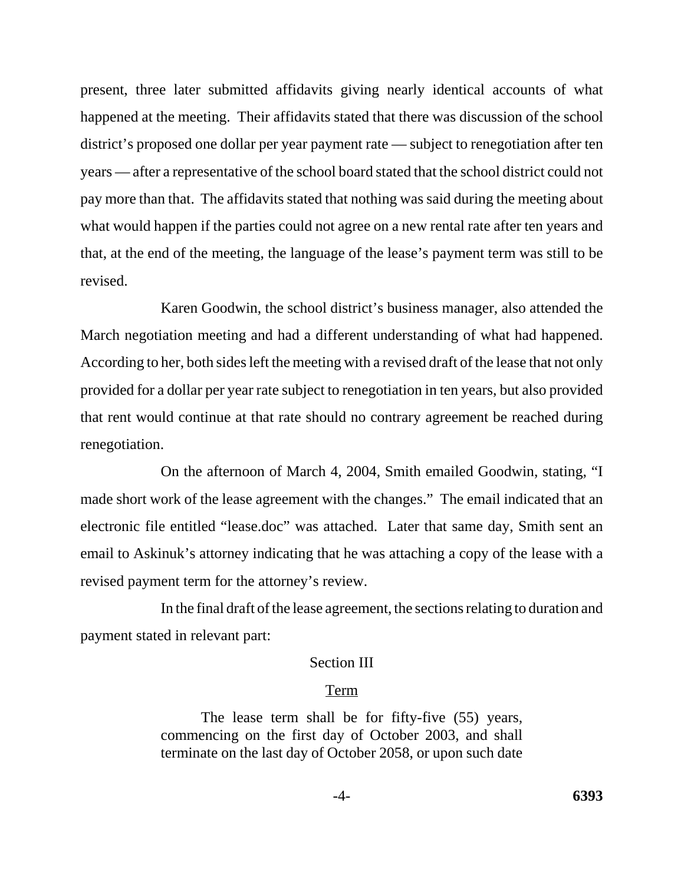present, three later submitted affidavits giving nearly identical accounts of what happened at the meeting. Their affidavits stated that there was discussion of the school district's proposed one dollar per year payment rate — subject to renegotiation after ten years — after a representative of the school board stated that the school district could not pay more than that. The affidavits stated that nothing was said during the meeting about what would happen if the parties could not agree on a new rental rate after ten years and that, at the end of the meeting, the language of the lease's payment term was still to be revised.

Karen Goodwin, the school district's business manager, also attended the March negotiation meeting and had a different understanding of what had happened. According to her, both sides left the meeting with a revised draft of the lease that not only provided for a dollar per year rate subject to renegotiation in ten years, but also provided that rent would continue at that rate should no contrary agreement be reached during renegotiation.

On the afternoon of March 4, 2004, Smith emailed Goodwin, stating, "I made short work of the lease agreement with the changes." The email indicated that an electronic file entitled "lease.doc" was attached. Later that same day, Smith sent an email to Askinuk's attorney indicating that he was attaching a copy of the lease with a revised payment term for the attorney's review.

In the final draft of the lease agreement, the sections relating to duration and payment stated in relevant part:

> Section III
>
> Term
>
> The lease term shall be for fifty-five (55) years, commencing on the first day of October 2003, and shall terminate on the last day of October 2058, or upon such date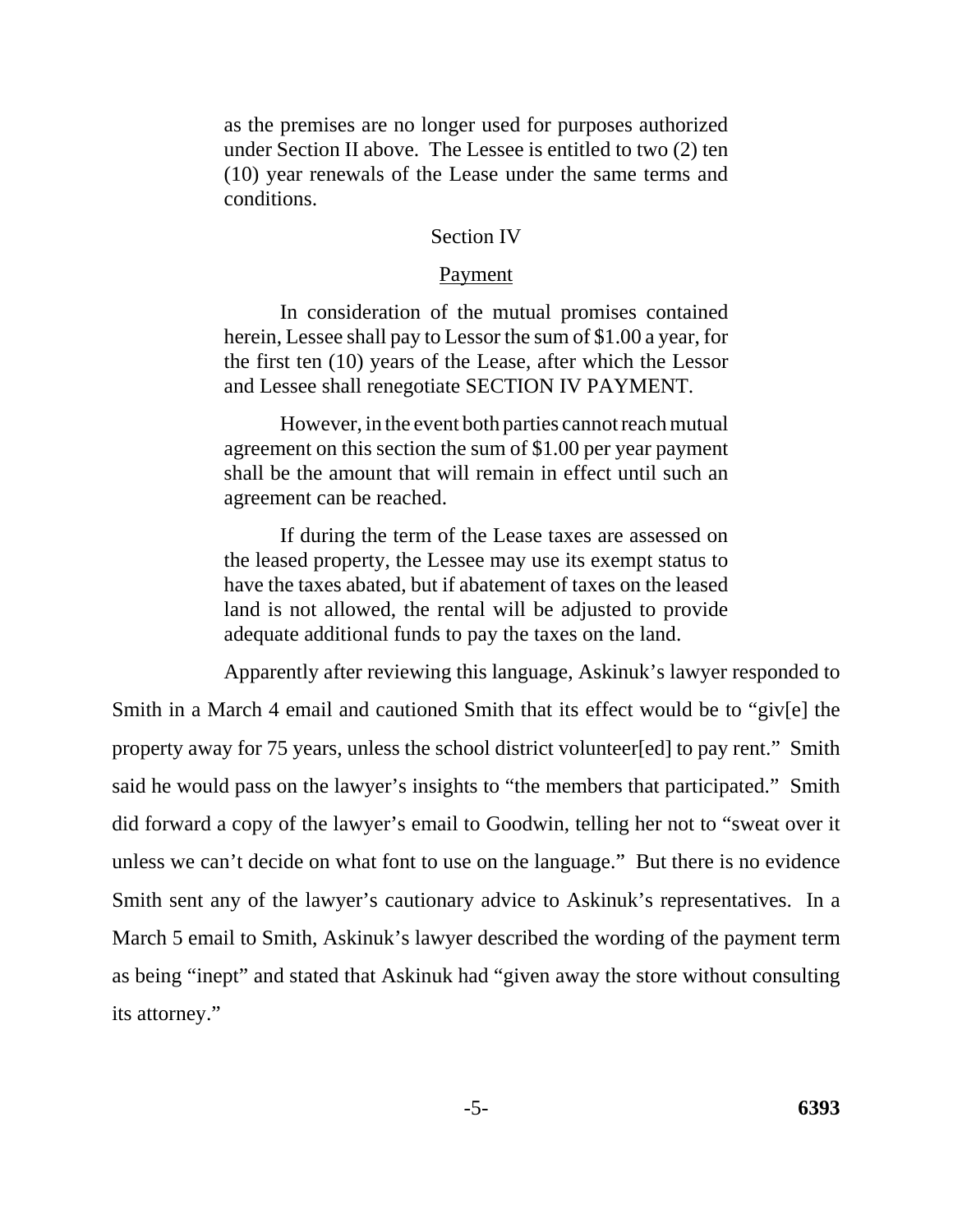> as the premises are no longer used for purposes authorized under Section II above. The Lessee is entitled to two (2) ten (10) year renewals of the Lease under the same terms and conditions.
>
> Section IV
>
> Payment
>
> In consideration of the mutual promises contained herein, Lessee shall pay to Lessor the sum of $1.00 a year, for the first ten (10) years of the Lease, after which the Lessor and Lessee shall renegotiate SECTION IV PAYMENT.
>
> However, in the event both parties cannot reach mutual agreement on this section the sum of $1.00 per year payment shall be the amount that will remain in effect until such an agreement can be reached.
>
> If during the term of the Lease taxes are assessed on the leased property, the Lessee may use its exempt status to have the taxes abated, but if abatement of taxes on the leased land is not allowed, the rental will be adjusted to provide adequate additional funds to pay the taxes on the land.

Apparently after reviewing this language, Askinuk's lawyer responded to Smith in a March 4 email and cautioned Smith that its effect would be to "giv[e] the property away for 75 years, unless the school district volunteer[ed] to pay rent." Smith said he would pass on the lawyer's insights to "the members that participated." Smith did forward a copy of the lawyer's email to Goodwin, telling her not to "sweat over it unless we can't decide on what font to use on the language." But there is no evidence Smith sent any of the lawyer's cautionary advice to Askinuk's representatives. In a March 5 email to Smith, Askinuk's lawyer described the wording of the payment term as being "inept" and stated that Askinuk had "given away the store without consulting its attorney."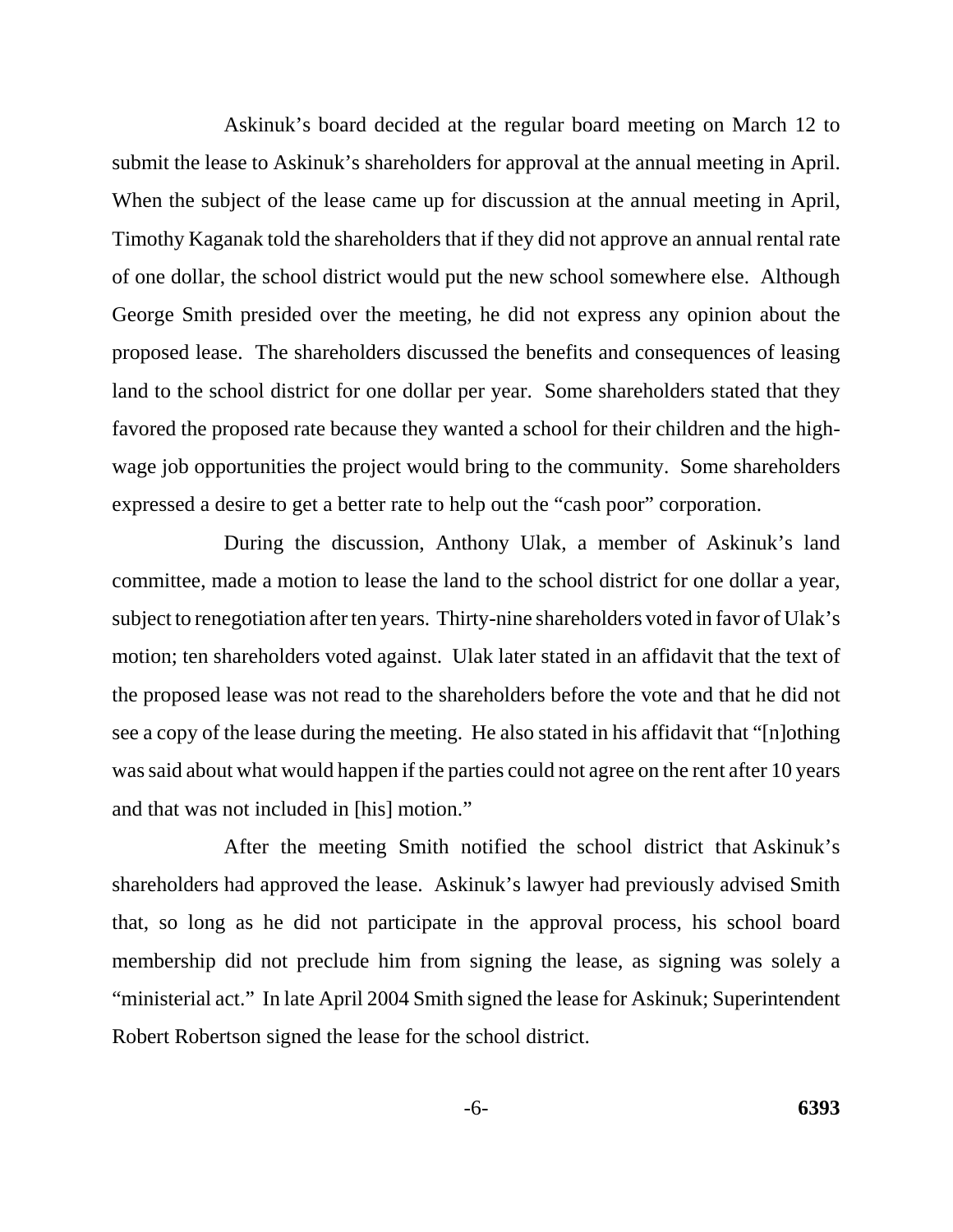Askinuk's board decided at the regular board meeting on March 12 to submit the lease to Askinuk's shareholders for approval at the annual meeting in April. When the subject of the lease came up for discussion at the annual meeting in April, Timothy Kaganak told the shareholders that if they did not approve an annual rental rate of one dollar, the school district would put the new school somewhere else. Although George Smith presided over the meeting, he did not express any opinion about the proposed lease. The shareholders discussed the benefits and consequences of leasing land to the school district for one dollar per year. Some shareholders stated that they favored the proposed rate because they wanted a school for their children and the high-wage job opportunities the project would bring to the community. Some shareholders expressed a desire to get a better rate to help out the "cash poor" corporation.

During the discussion, Anthony Ulak, a member of Askinuk's land committee, made a motion to lease the land to the school district for one dollar a year, subject to renegotiation after ten years. Thirty-nine shareholders voted in favor of Ulak's motion; ten shareholders voted against. Ulak later stated in an affidavit that the text of the proposed lease was not read to the shareholders before the vote and that he did not see a copy of the lease during the meeting. He also stated in his affidavit that "[n]othing was said about what would happen if the parties could not agree on the rent after 10 years and that was not included in [his] motion."

After the meeting Smith notified the school district that Askinuk's shareholders had approved the lease. Askinuk's lawyer had previously advised Smith that, so long as he did not participate in the approval process, his school board membership did not preclude him from signing the lease, as signing was solely a "ministerial act." In late April 2004 Smith signed the lease for Askinuk; Superintendent Robert Robertson signed the lease for the school district.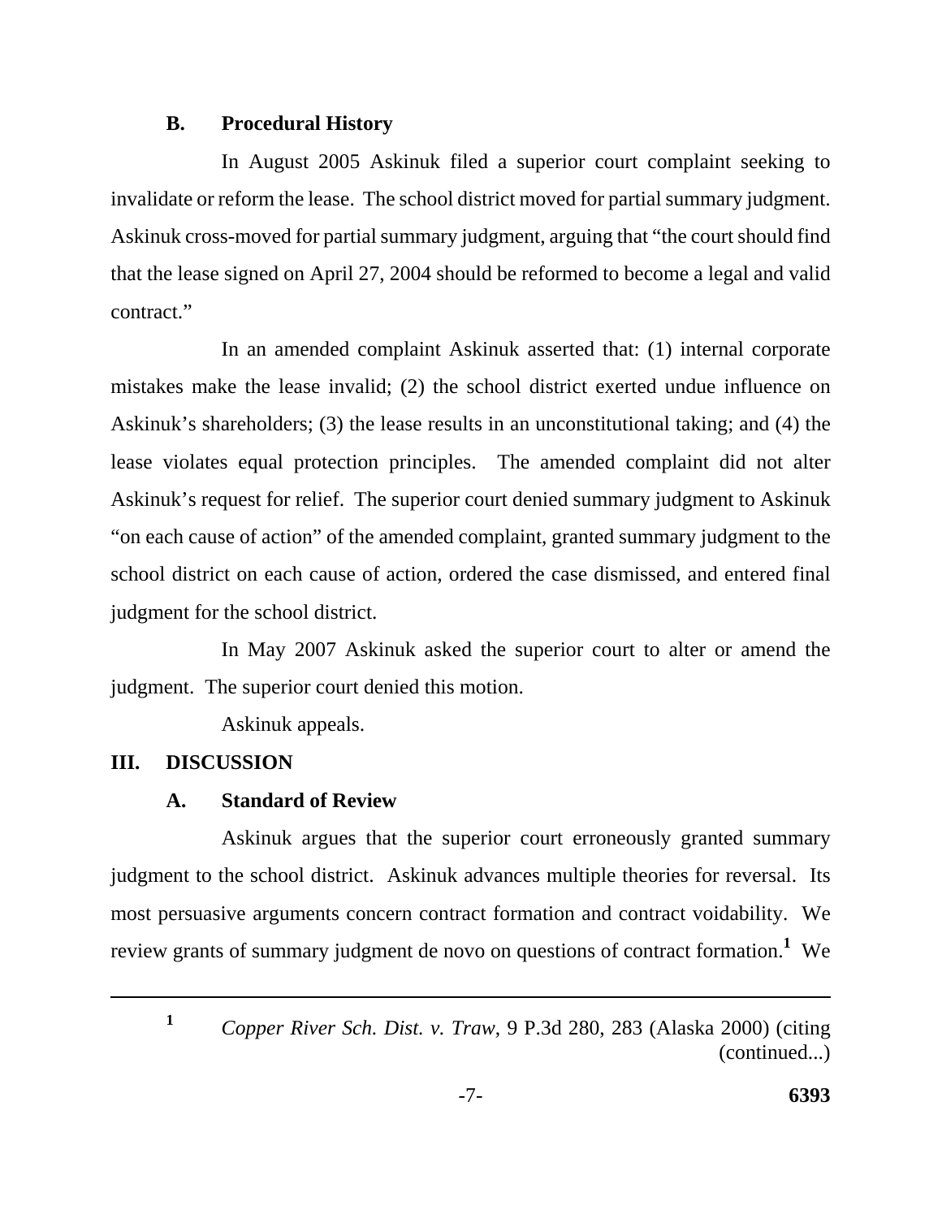### B. Procedural History

In August 2005 Askinuk filed a superior court complaint seeking to invalidate or reform the lease. The school district moved for partial summary judgment. Askinuk cross-moved for partial summary judgment, arguing that "the court should find that the lease signed on April 27, 2004 should be reformed to become a legal and valid contract."

In an amended complaint Askinuk asserted that: (1) internal corporate mistakes make the lease invalid; (2) the school district exerted undue influence on Askinuk's shareholders; (3) the lease results in an unconstitutional taking; and (4) the lease violates equal protection principles. The amended complaint did not alter Askinuk's request for relief. The superior court denied summary judgment to Askinuk "on each cause of action" of the amended complaint, granted summary judgment to the school district on each cause of action, ordered the case dismissed, and entered final judgment for the school district.

In May 2007 Askinuk asked the superior court to alter or amend the judgment. The superior court denied this motion.

Askinuk appeals.

## III. DISCUSSION

### A. Standard of Review

Askinuk argues that the superior court erroneously granted summary judgment to the school district. Askinuk advances multiple theories for reversal. Its most persuasive arguments concern contract formation and contract voidability. We review grants of summary judgment de novo on questions of contract formation.[1] We

---

[1] *Copper River Sch. Dist. v. Traw*, 9 P.3d 280, 283 (Alaska 2000) (citing (continued...)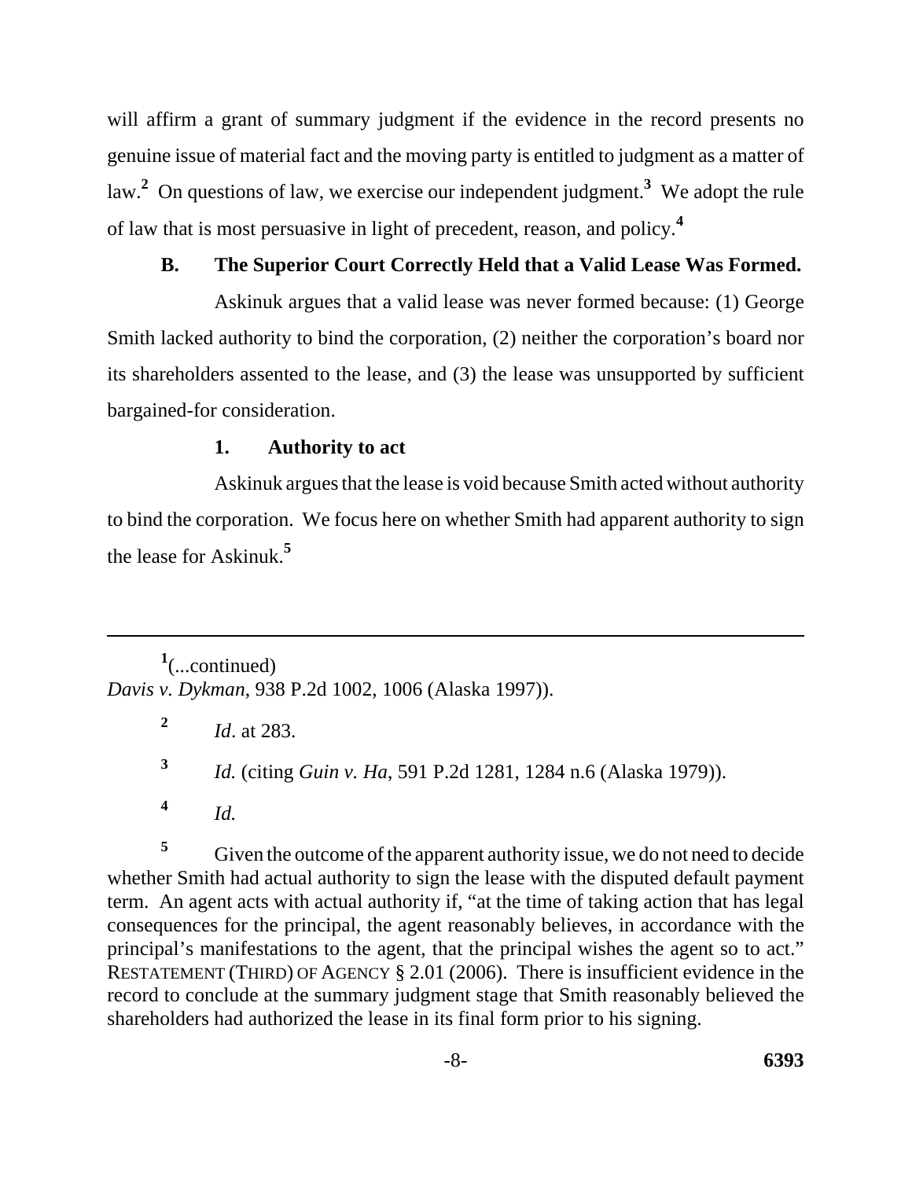will affirm a grant of summary judgment if the evidence in the record presents no genuine issue of material fact and the moving party is entitled to judgment as a matter of law.[2] On questions of law, we exercise our independent judgment.[3] We adopt the rule of law that is most persuasive in light of precedent, reason, and policy.[4]

### B. The Superior Court Correctly Held that a Valid Lease Was Formed.

Askinuk argues that a valid lease was never formed because: (1) George Smith lacked authority to bind the corporation, (2) neither the corporation's board nor its shareholders assented to the lease, and (3) the lease was unsupported by sufficient bargained-for consideration.

#### 1. Authority to act

Askinuk argues that the lease is void because Smith acted without authority to bind the corporation. We focus here on whether Smith had apparent authority to sign the lease for Askinuk.[5]

---

[1](...continued) *Davis v. Dykman*, 938 P.2d 1002, 1006 (Alaska 1997)).

[2] *Id*. at 283.

[3] *Id.* (citing *Guin v. Ha*, 591 P.2d 1281, 1284 n.6 (Alaska 1979)).

[4] *Id.*

[5] Given the outcome of the apparent authority issue, we do not need to decide whether Smith had actual authority to sign the lease with the disputed default payment term. An agent acts with actual authority if, "at the time of taking action that has legal consequences for the principal, the agent reasonably believes, in accordance with the principal's manifestations to the agent, that the principal wishes the agent so to act." RESTATEMENT (THIRD) OF AGENCY § 2.01 (2006). There is insufficient evidence in the record to conclude at the summary judgment stage that Smith reasonably believed the shareholders had authorized the lease in its final form prior to his signing.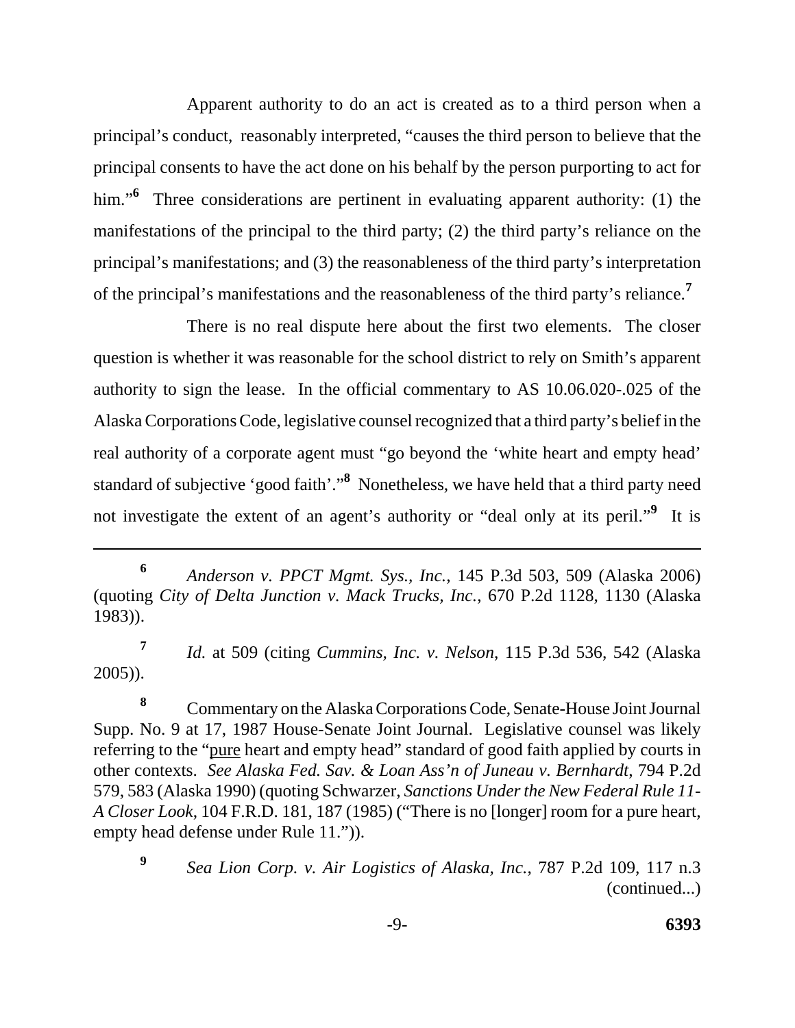Apparent authority to do an act is created as to a third person when a principal's conduct, reasonably interpreted, "causes the third person to believe that the principal consents to have the act done on his behalf by the person purporting to act for him."[6] Three considerations are pertinent in evaluating apparent authority: (1) the manifestations of the principal to the third party; (2) the third party's reliance on the principal's manifestations; and (3) the reasonableness of the third party's interpretation of the principal's manifestations and the reasonableness of the third party's reliance.[7]

There is no real dispute here about the first two elements. The closer question is whether it was reasonable for the school district to rely on Smith's apparent authority to sign the lease. In the official commentary to AS 10.06.020-.025 of the Alaska Corporations Code, legislative counsel recognized that a third party's belief in the real authority of a corporate agent must "go beyond the 'white heart and empty head' standard of subjective 'good faith'."[8] Nonetheless, we have held that a third party need not investigate the extent of an agent's authority or "deal only at its peril."[9] It is

---

[6] *Anderson v. PPCT Mgmt. Sys., Inc.*, 145 P.3d 503, 509 (Alaska 2006) (quoting *City of Delta Junction v. Mack Trucks, Inc.*, 670 P.2d 1128, 1130 (Alaska 1983)).

[7] *Id.* at 509 (citing *Cummins, Inc. v. Nelson*, 115 P.3d 536, 542 (Alaska 2005)).

[8] Commentary on the Alaska Corporations Code, Senate-House Joint Journal Supp. No. 9 at 17, 1987 House-Senate Joint Journal. Legislative counsel was likely referring to the "pure heart and empty head" standard of good faith applied by courts in other contexts. *See Alaska Fed. Sav. & Loan Ass'n of Juneau v. Bernhardt*, 794 P.2d 579, 583 (Alaska 1990) (quoting Schwarzer, *Sanctions Under the New Federal Rule 11-A Closer Look*, 104 F.R.D. 181, 187 (1985) ("There is no [longer] room for a pure heart, empty head defense under Rule 11.")).

[9] *Sea Lion Corp. v. Air Logistics of Alaska, Inc.*, 787 P.2d 109, 117 n.3 (continued...)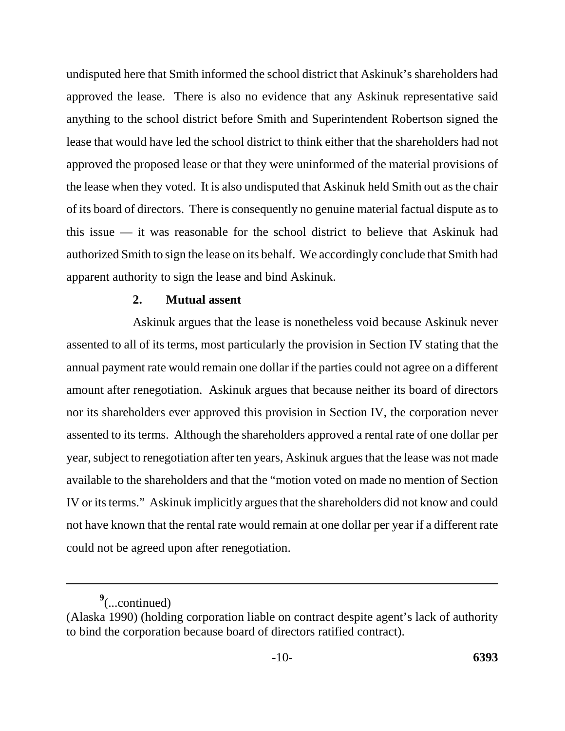undisputed here that Smith informed the school district that Askinuk's shareholders had approved the lease. There is also no evidence that any Askinuk representative said anything to the school district before Smith and Superintendent Robertson signed the lease that would have led the school district to think either that the shareholders had not approved the proposed lease or that they were uninformed of the material provisions of the lease when they voted. It is also undisputed that Askinuk held Smith out as the chair of its board of directors. There is consequently no genuine material factual dispute as to this issue — it was reasonable for the school district to believe that Askinuk had authorized Smith to sign the lease on its behalf. We accordingly conclude that Smith had apparent authority to sign the lease and bind Askinuk.

### 2. Mutual assent

Askinuk argues that the lease is nonetheless void because Askinuk never assented to all of its terms, most particularly the provision in Section IV stating that the annual payment rate would remain one dollar if the parties could not agree on a different amount after renegotiation. Askinuk argues that because neither its board of directors nor its shareholders ever approved this provision in Section IV, the corporation never assented to its terms. Although the shareholders approved a rental rate of one dollar per year, subject to renegotiation after ten years, Askinuk argues that the lease was not made available to the shareholders and that the "motion voted on made no mention of Section IV or its terms." Askinuk implicitly argues that the shareholders did not know and could not have known that the rental rate would remain at one dollar per year if a different rate could not be agreed upon after renegotiation.

---

[9](...continued)
(Alaska 1990) (holding corporation liable on contract despite agent's lack of authority to bind the corporation because board of directors ratified contract).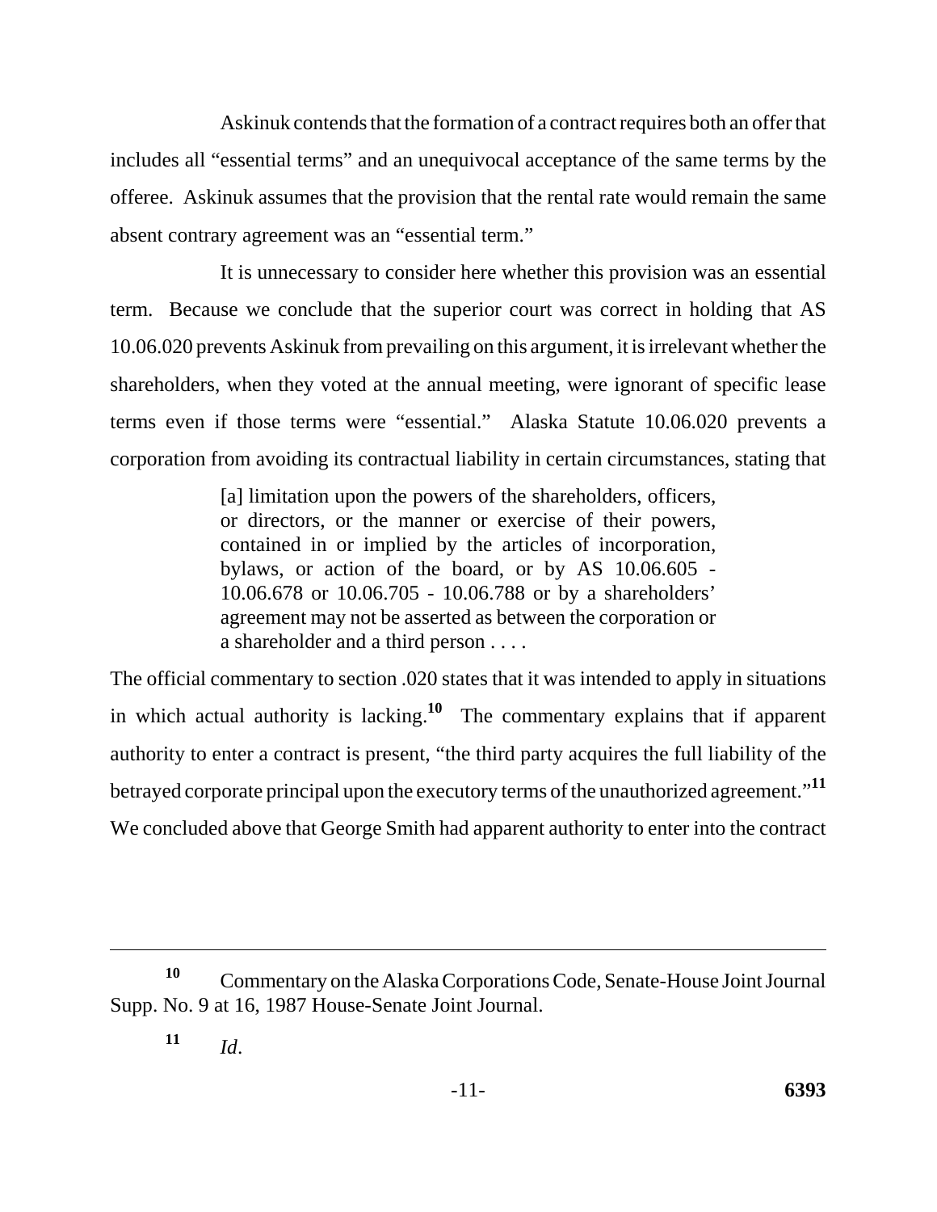Askinuk contends that the formation of a contract requires both an offer that includes all "essential terms" and an unequivocal acceptance of the same terms by the offeree. Askinuk assumes that the provision that the rental rate would remain the same absent contrary agreement was an "essential term."

It is unnecessary to consider here whether this provision was an essential term. Because we conclude that the superior court was correct in holding that AS 10.06.020 prevents Askinuk from prevailing on this argument, it is irrelevant whether the shareholders, when they voted at the annual meeting, were ignorant of specific lease terms even if those terms were "essential." Alaska Statute 10.06.020 prevents a corporation from avoiding its contractual liability in certain circumstances, stating that

> [a] limitation upon the powers of the shareholders, officers, or directors, or the manner or exercise of their powers, contained in or implied by the articles of incorporation, bylaws, or action of the board, or by AS 10.06.605 - 10.06.678 or 10.06.705 - 10.06.788 or by a shareholders' agreement may not be asserted as between the corporation or a shareholder and a third person . . . .

The official commentary to section .020 states that it was intended to apply in situations in which actual authority is lacking.[10] The commentary explains that if apparent authority to enter a contract is present, "the third party acquires the full liability of the betrayed corporate principal upon the executory terms of the unauthorized agreement."[11] We concluded above that George Smith had apparent authority to enter into the contract

---

[10] Commentary on the Alaska Corporations Code, Senate-House Joint Journal Supp. No. 9 at 16, 1987 House-Senate Joint Journal.

[11] *Id*.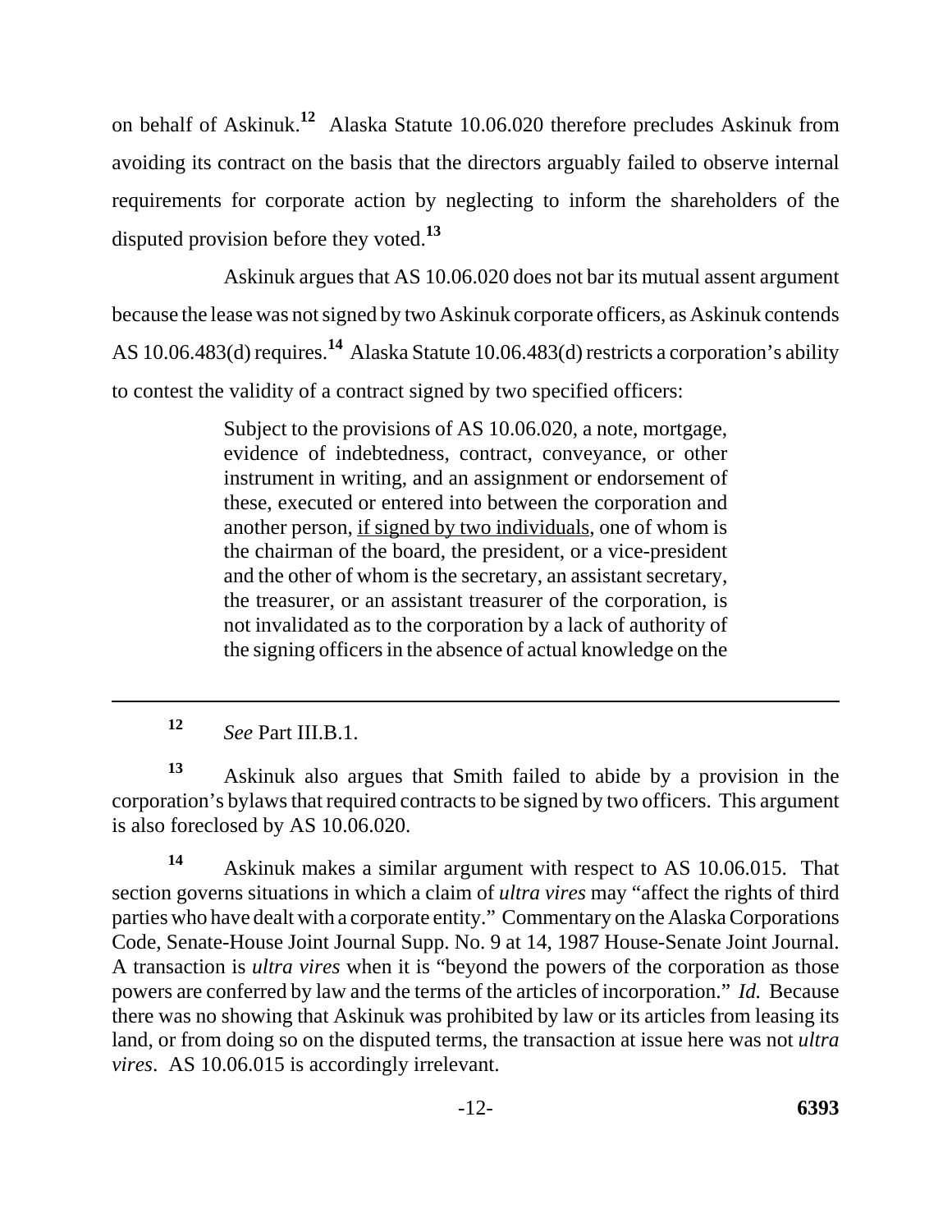on behalf of Askinuk.[12] Alaska Statute 10.06.020 therefore precludes Askinuk from avoiding its contract on the basis that the directors arguably failed to observe internal requirements for corporate action by neglecting to inform the shareholders of the disputed provision before they voted.[13]

Askinuk argues that AS 10.06.020 does not bar its mutual assent argument because the lease was not signed by two Askinuk corporate officers, as Askinuk contends AS 10.06.483(d) requires.[14] Alaska Statute 10.06.483(d) restricts a corporation's ability to contest the validity of a contract signed by two specified officers:

> Subject to the provisions of AS 10.06.020, a note, mortgage, evidence of indebtedness, contract, conveyance, or other instrument in writing, and an assignment or endorsement of these, executed or entered into between the corporation and another person, <u>if signed by two individuals</u>, one of whom is the chairman of the board, the president, or a vice-president and the other of whom is the secretary, an assistant secretary, the treasurer, or an assistant treasurer of the corporation, is not invalidated as to the corporation by a lack of authority of the signing officers in the absence of actual knowledge on the

---

[12] *See* Part III.B.1.

[13] Askinuk also argues that Smith failed to abide by a provision in the corporation's bylaws that required contracts to be signed by two officers. This argument is also foreclosed by AS 10.06.020.

[14] Askinuk makes a similar argument with respect to AS 10.06.015. That section governs situations in which a claim of *ultra vires* may "affect the rights of third parties who have dealt with a corporate entity." Commentary on the Alaska Corporations Code, Senate-House Joint Journal Supp. No. 9 at 14, 1987 House-Senate Joint Journal. A transaction is *ultra vires* when it is "beyond the powers of the corporation as those powers are conferred by law and the terms of the articles of incorporation." *Id.* Because there was no showing that Askinuk was prohibited by law or its articles from leasing its land, or from doing so on the disputed terms, the transaction at issue here was not *ultra vires*. AS 10.06.015 is accordingly irrelevant.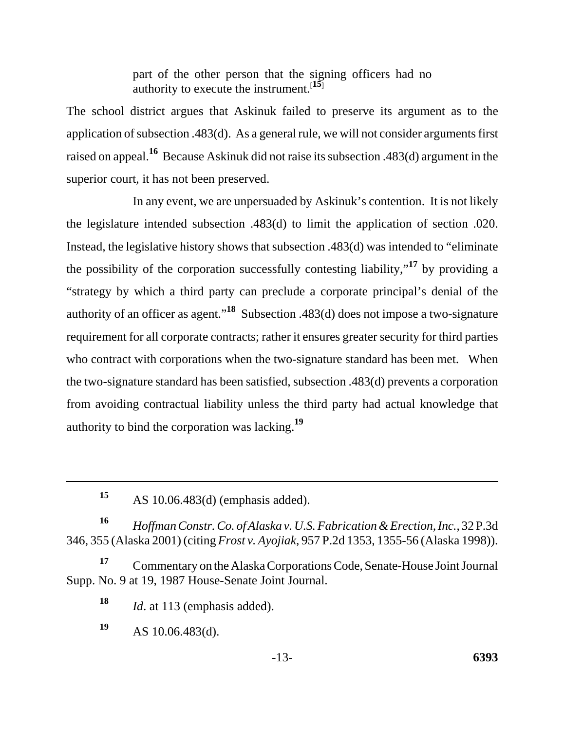> part of the other person that the signing officers had no authority to execute the instrument.[15]

The school district argues that Askinuk failed to preserve its argument as to the application of subsection .483(d). As a general rule, we will not consider arguments first raised on appeal.[16] Because Askinuk did not raise its subsection .483(d) argument in the superior court, it has not been preserved.

In any event, we are unpersuaded by Askinuk's contention. It is not likely the legislature intended subsection .483(d) to limit the application of section .020. Instead, the legislative history shows that subsection .483(d) was intended to "eliminate the possibility of the corporation successfully contesting liability,"[17] by providing a "strategy by which a third party can <u>preclude</u> a corporate principal's denial of the authority of an officer as agent."[18] Subsection .483(d) does not impose a two-signature requirement for all corporate contracts; rather it ensures greater security for third parties who contract with corporations when the two-signature standard has been met. When the two-signature standard has been satisfied, subsection .483(d) prevents a corporation from avoiding contractual liability unless the third party had actual knowledge that authority to bind the corporation was lacking.[19]

---

[15] AS 10.06.483(d) (emphasis added).

[16] *Hoffman Constr. Co. of Alaska v. U.S. Fabrication & Erection, Inc.*, 32 P.3d 346, 355 (Alaska 2001) (citing *Frost v. Ayojiak*, 957 P.2d 1353, 1355-56 (Alaska 1998)).

[17] Commentary on the Alaska Corporations Code, Senate-House Joint Journal Supp. No. 9 at 19, 1987 House-Senate Joint Journal.

[18] *Id*. at 113 (emphasis added).

[19] AS 10.06.483(d).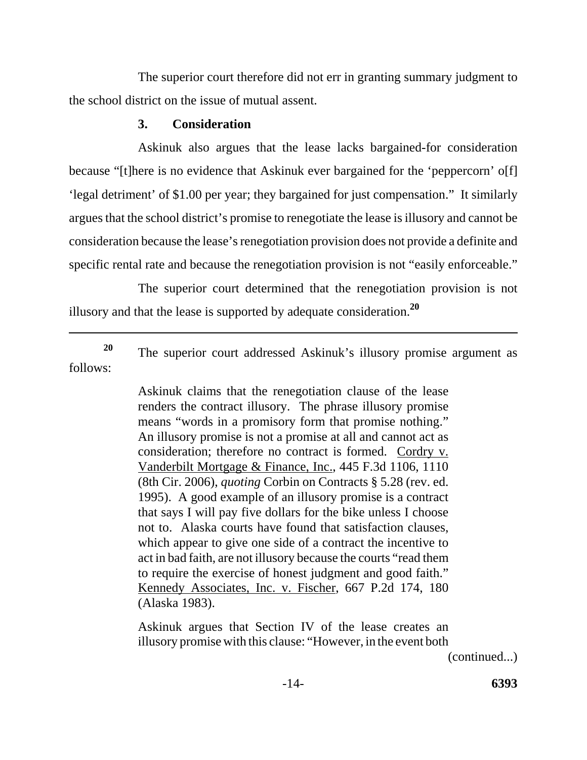The superior court therefore did not err in granting summary judgment to the school district on the issue of mutual assent.

### 3. Consideration

Askinuk also argues that the lease lacks bargained-for consideration because "[t]here is no evidence that Askinuk ever bargained for the 'peppercorn' o[f] 'legal detriment' of $1.00 per year; they bargained for just compensation." It similarly argues that the school district's promise to renegotiate the lease is illusory and cannot be consideration because the lease's renegotiation provision does not provide a definite and specific rental rate and because the renegotiation provision is not "easily enforceable."

The superior court determined that the renegotiation provision is not illusory and that the lease is supported by adequate consideration.[20]

---

[20] The superior court addressed Askinuk's illusory promise argument as follows:

> Askinuk claims that the renegotiation clause of the lease renders the contract illusory. The phrase illusory promise means "words in a promisory form that promise nothing." An illusory promise is not a promise at all and cannot act as consideration; therefore no contract is formed. Cordry v. Vanderbilt Mortgage & Finance, Inc., 445 F.3d 1106, 1110 (8th Cir. 2006), *quoting* Corbin on Contracts § 5.28 (rev. ed. 1995). A good example of an illusory promise is a contract that says I will pay five dollars for the bike unless I choose not to. Alaska courts have found that satisfaction clauses, which appear to give one side of a contract the incentive to act in bad faith, are not illusory because the courts "read them to require the exercise of honest judgment and good faith." Kennedy Associates, Inc. v. Fischer, 667 P.2d 174, 180 (Alaska 1983).
>
> Askinuk argues that Section IV of the lease creates an illusory promise with this clause: "However, in the event both

(continued...)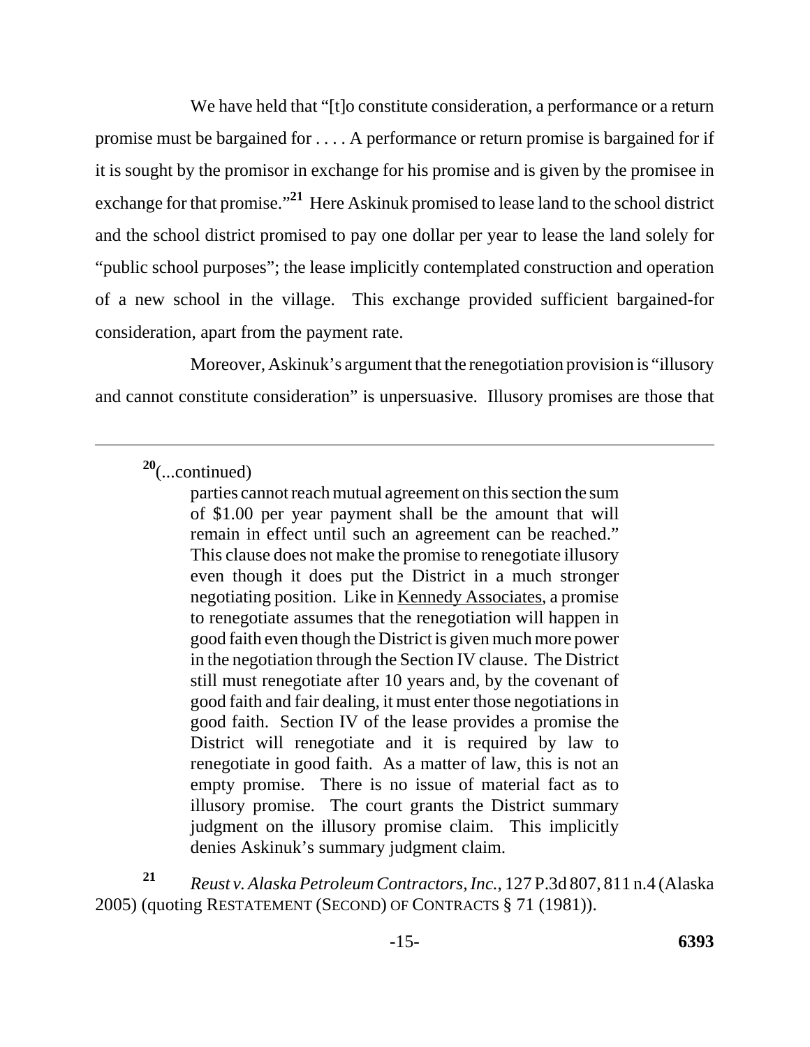We have held that "[t]o constitute consideration, a performance or a return promise must be bargained for . . . . A performance or return promise is bargained for if it is sought by the promisor in exchange for his promise and is given by the promisee in exchange for that promise."[21] Here Askinuk promised to lease land to the school district and the school district promised to pay one dollar per year to lease the land solely for "public school purposes"; the lease implicitly contemplated construction and operation of a new school in the village. This exchange provided sufficient bargained-for consideration, apart from the payment rate.

Moreover, Askinuk's argument that the renegotiation provision is "illusory and cannot constitute consideration" is unpersuasive. Illusory promises are those that

---

[20](...continued)

> parties cannot reach mutual agreement on this section the sum of $1.00 per year payment shall be the amount that will remain in effect until such an agreement can be reached." This clause does not make the promise to renegotiate illusory even though it does put the District in a much stronger negotiating position. Like in Kennedy Associates, a promise to renegotiate assumes that the renegotiation will happen in good faith even though the District is given much more power in the negotiation through the Section IV clause. The District still must renegotiate after 10 years and, by the covenant of good faith and fair dealing, it must enter those negotiations in good faith. Section IV of the lease provides a promise the District will renegotiate and it is required by law to renegotiate in good faith. As a matter of law, this is not an empty promise. There is no issue of material fact as to illusory promise. The court grants the District summary judgment on the illusory promise claim. This implicitly denies Askinuk's summary judgment claim.

[21] *Reust v. Alaska Petroleum Contractors, Inc.*, 127 P.3d 807, 811 n.4 (Alaska 2005) (quoting RESTATEMENT (SECOND) OF CONTRACTS § 71 (1981)).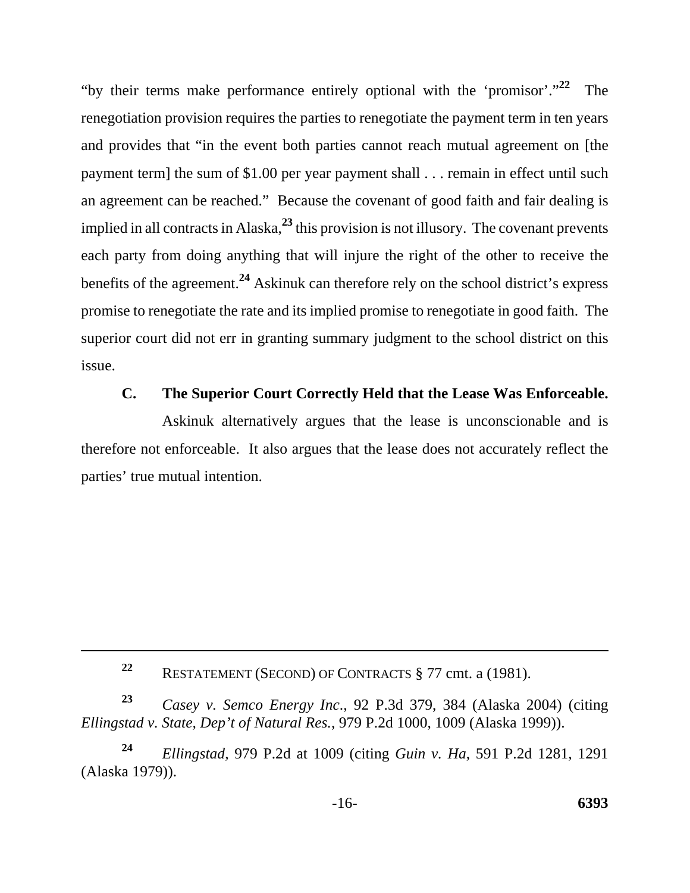"by their terms make performance entirely optional with the 'promisor'."[22] The renegotiation provision requires the parties to renegotiate the payment term in ten years and provides that "in the event both parties cannot reach mutual agreement on [the payment term] the sum of $1.00 per year payment shall . . . remain in effect until such an agreement can be reached." Because the covenant of good faith and fair dealing is implied in all contracts in Alaska,[23] this provision is not illusory. The covenant prevents each party from doing anything that will injure the right of the other to receive the benefits of the agreement.[24] Askinuk can therefore rely on the school district's express promise to renegotiate the rate and its implied promise to renegotiate in good faith. The superior court did not err in granting summary judgment to the school district on this issue.

### C. The Superior Court Correctly Held that the Lease Was Enforceable.

Askinuk alternatively argues that the lease is unconscionable and is therefore not enforceable. It also argues that the lease does not accurately reflect the parties' true mutual intention.

---

[22] RESTATEMENT (SECOND) OF CONTRACTS § 77 cmt. a (1981).

[23] *Casey v. Semco Energy Inc.*, 92 P.3d 379, 384 (Alaska 2004) (citing *Ellingstad v. State, Dep't of Natural Res.*, 979 P.2d 1000, 1009 (Alaska 1999)).

[24] *Ellingstad*, 979 P.2d at 1009 (citing *Guin v. Ha*, 591 P.2d 1281, 1291 (Alaska 1979)).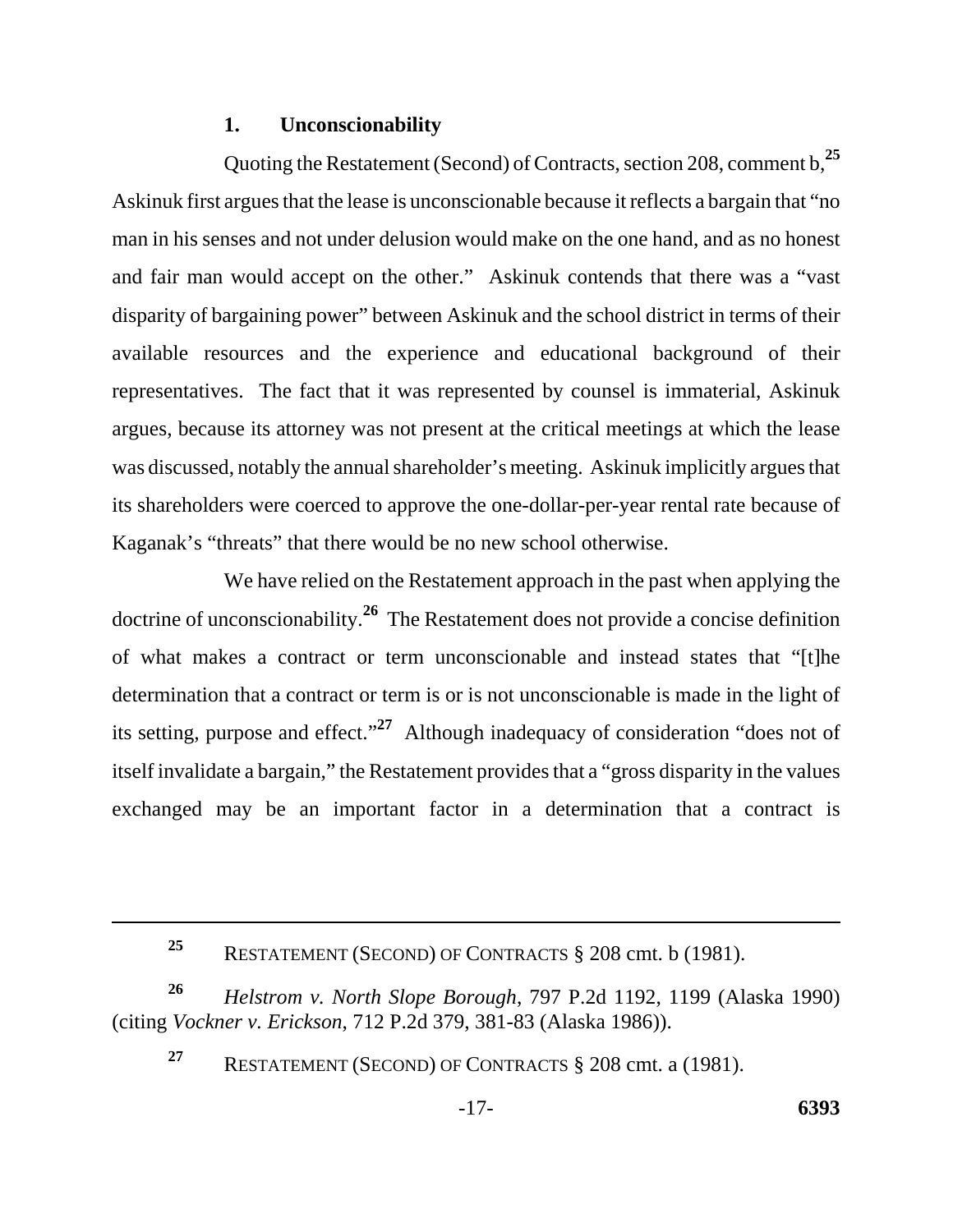### 1. Unconscionability

Quoting the Restatement (Second) of Contracts, section 208, comment b,[25] Askinuk first argues that the lease is unconscionable because it reflects a bargain that "no man in his senses and not under delusion would make on the one hand, and as no honest and fair man would accept on the other." Askinuk contends that there was a "vast disparity of bargaining power" between Askinuk and the school district in terms of their available resources and the experience and educational background of their representatives. The fact that it was represented by counsel is immaterial, Askinuk argues, because its attorney was not present at the critical meetings at which the lease was discussed, notably the annual shareholder's meeting. Askinuk implicitly argues that its shareholders were coerced to approve the one-dollar-per-year rental rate because of Kaganak's "threats" that there would be no new school otherwise.

We have relied on the Restatement approach in the past when applying the doctrine of unconscionability.[26] The Restatement does not provide a concise definition of what makes a contract or term unconscionable and instead states that "[t]he determination that a contract or term is or is not unconscionable is made in the light of its setting, purpose and effect."[27] Although inadequacy of consideration "does not of itself invalidate a bargain," the Restatement provides that a "gross disparity in the values exchanged may be an important factor in a determination that a contract is

---

[25] RESTATEMENT (SECOND) OF CONTRACTS § 208 cmt. b (1981).

[26] *Helstrom v. North Slope Borough*, 797 P.2d 1192, 1199 (Alaska 1990) (citing *Vockner v. Erickson*, 712 P.2d 379, 381-83 (Alaska 1986)).

[27] RESTATEMENT (SECOND) OF CONTRACTS § 208 cmt. a (1981).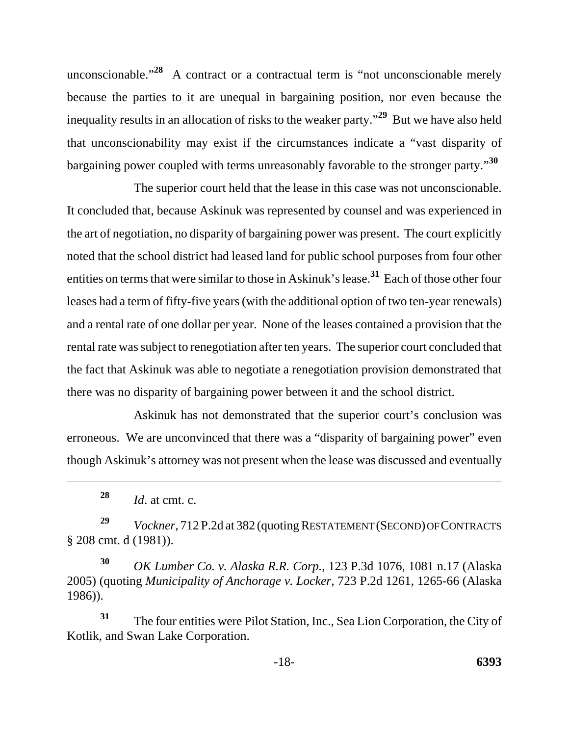unconscionable."[28] A contract or a contractual term is "not unconscionable merely because the parties to it are unequal in bargaining position, nor even because the inequality results in an allocation of risks to the weaker party."[29] But we have also held that unconscionability may exist if the circumstances indicate a "vast disparity of bargaining power coupled with terms unreasonably favorable to the stronger party."[30]

The superior court held that the lease in this case was not unconscionable. It concluded that, because Askinuk was represented by counsel and was experienced in the art of negotiation, no disparity of bargaining power was present. The court explicitly noted that the school district had leased land for public school purposes from four other entities on terms that were similar to those in Askinuk's lease.[31] Each of those other four leases had a term of fifty-five years (with the additional option of two ten-year renewals) and a rental rate of one dollar per year. None of the leases contained a provision that the rental rate was subject to renegotiation after ten years. The superior court concluded that the fact that Askinuk was able to negotiate a renegotiation provision demonstrated that there was no disparity of bargaining power between it and the school district.

Askinuk has not demonstrated that the superior court's conclusion was erroneous. We are unconvinced that there was a "disparity of bargaining power" even though Askinuk's attorney was not present when the lease was discussed and eventually

---

[28] *Id*. at cmt. c.

[29] *Vockner*, 712 P.2d at 382 (quoting RESTATEMENT (SECOND) OF CONTRACTS § 208 cmt. d (1981)).

[30] *OK Lumber Co. v. Alaska R.R. Corp.*, 123 P.3d 1076, 1081 n.17 (Alaska 2005) (quoting *Municipality of Anchorage v. Locker*, 723 P.2d 1261, 1265-66 (Alaska 1986)).

[31] The four entities were Pilot Station, Inc., Sea Lion Corporation, the City of Kotlik, and Swan Lake Corporation.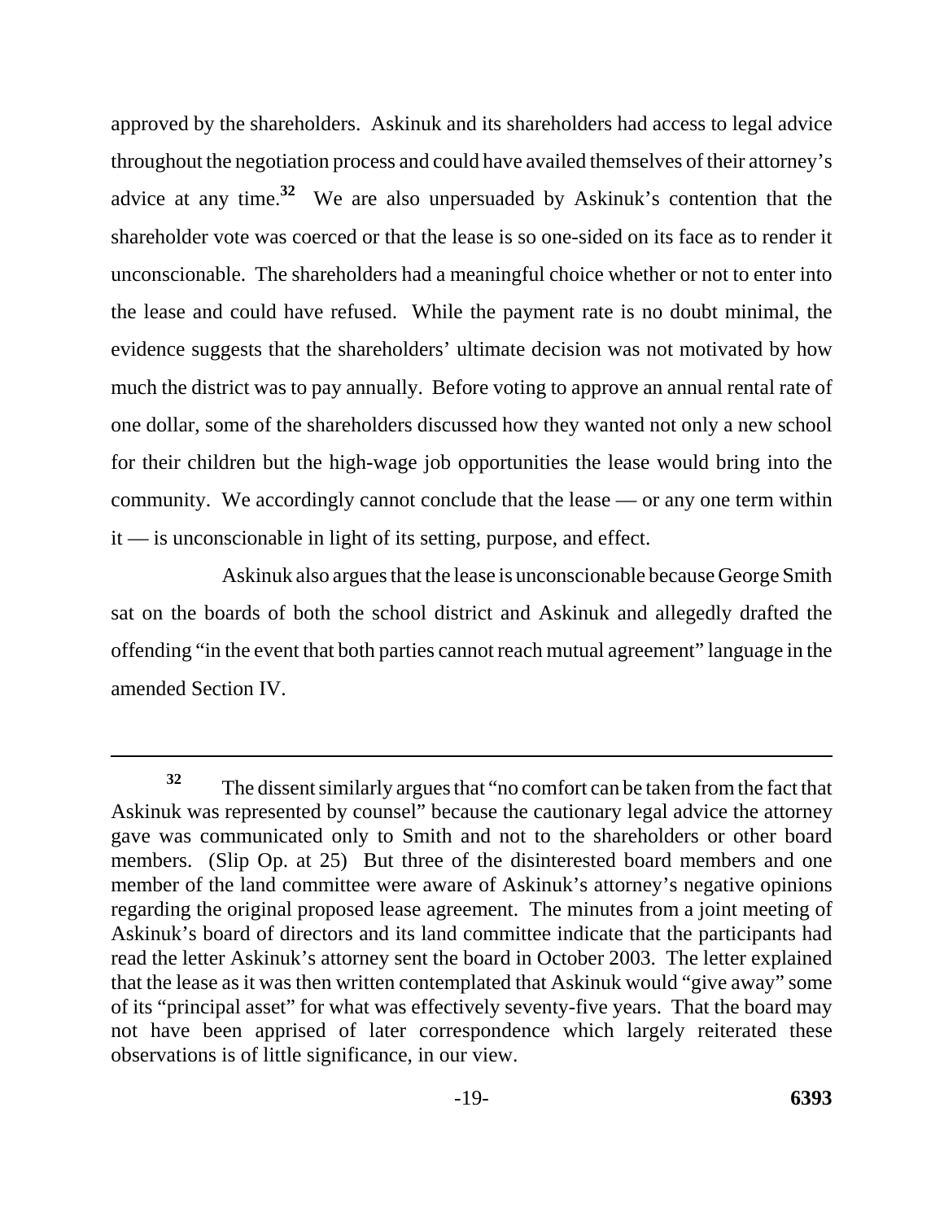approved by the shareholders. Askinuk and its shareholders had access to legal advice throughout the negotiation process and could have availed themselves of their attorney's advice at any time.[32] We are also unpersuaded by Askinuk's contention that the shareholder vote was coerced or that the lease is so one-sided on its face as to render it unconscionable. The shareholders had a meaningful choice whether or not to enter into the lease and could have refused. While the payment rate is no doubt minimal, the evidence suggests that the shareholders' ultimate decision was not motivated by how much the district was to pay annually. Before voting to approve an annual rental rate of one dollar, some of the shareholders discussed how they wanted not only a new school for their children but the high-wage job opportunities the lease would bring into the community. We accordingly cannot conclude that the lease — or any one term within it — is unconscionable in light of its setting, purpose, and effect.

Askinuk also argues that the lease is unconscionable because George Smith sat on the boards of both the school district and Askinuk and allegedly drafted the offending "in the event that both parties cannot reach mutual agreement" language in the amended Section IV.

---

[32] The dissent similarly argues that "no comfort can be taken from the fact that Askinuk was represented by counsel" because the cautionary legal advice the attorney gave was communicated only to Smith and not to the shareholders or other board members. (Slip Op. at 25) But three of the disinterested board members and one member of the land committee were aware of Askinuk's attorney's negative opinions regarding the original proposed lease agreement. The minutes from a joint meeting of Askinuk's board of directors and its land committee indicate that the participants had read the letter Askinuk's attorney sent the board in October 2003. The letter explained that the lease as it was then written contemplated that Askinuk would "give away" some of its "principal asset" for what was effectively seventy-five years. That the board may not have been apprised of later correspondence which largely reiterated these observations is of little significance, in our view.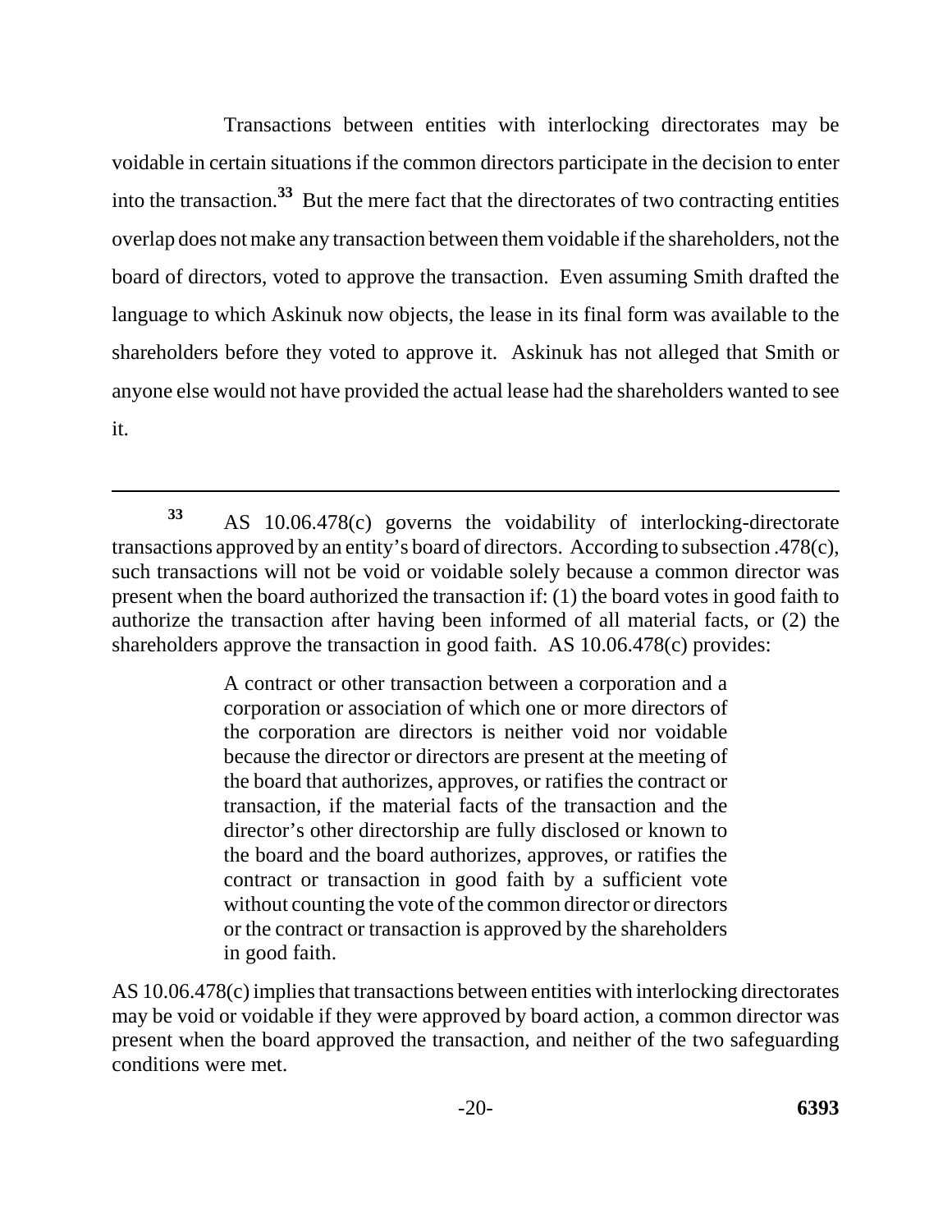Transactions between entities with interlocking directorates may be voidable in certain situations if the common directors participate in the decision to enter into the transaction.[33] But the mere fact that the directorates of two contracting entities overlap does not make any transaction between them voidable if the shareholders, not the board of directors, voted to approve the transaction. Even assuming Smith drafted the language to which Askinuk now objects, the lease in its final form was available to the shareholders before they voted to approve it. Askinuk has not alleged that Smith or anyone else would not have provided the actual lease had the shareholders wanted to see it.

---

[33] AS 10.06.478(c) governs the voidability of interlocking-directorate transactions approved by an entity's board of directors. According to subsection .478(c), such transactions will not be void or voidable solely because a common director was present when the board authorized the transaction if: (1) the board votes in good faith to authorize the transaction after having been informed of all material facts, or (2) the shareholders approve the transaction in good faith. AS 10.06.478(c) provides:

> A contract or other transaction between a corporation and a corporation or association of which one or more directors of the corporation are directors is neither void nor voidable because the director or directors are present at the meeting of the board that authorizes, approves, or ratifies the contract or transaction, if the material facts of the transaction and the director's other directorship are fully disclosed or known to the board and the board authorizes, approves, or ratifies the contract or transaction in good faith by a sufficient vote without counting the vote of the common director or directors or the contract or transaction is approved by the shareholders in good faith.

AS 10.06.478(c) implies that transactions between entities with interlocking directorates may be void or voidable if they were approved by board action, a common director was present when the board approved the transaction, and neither of the two safeguarding conditions were met.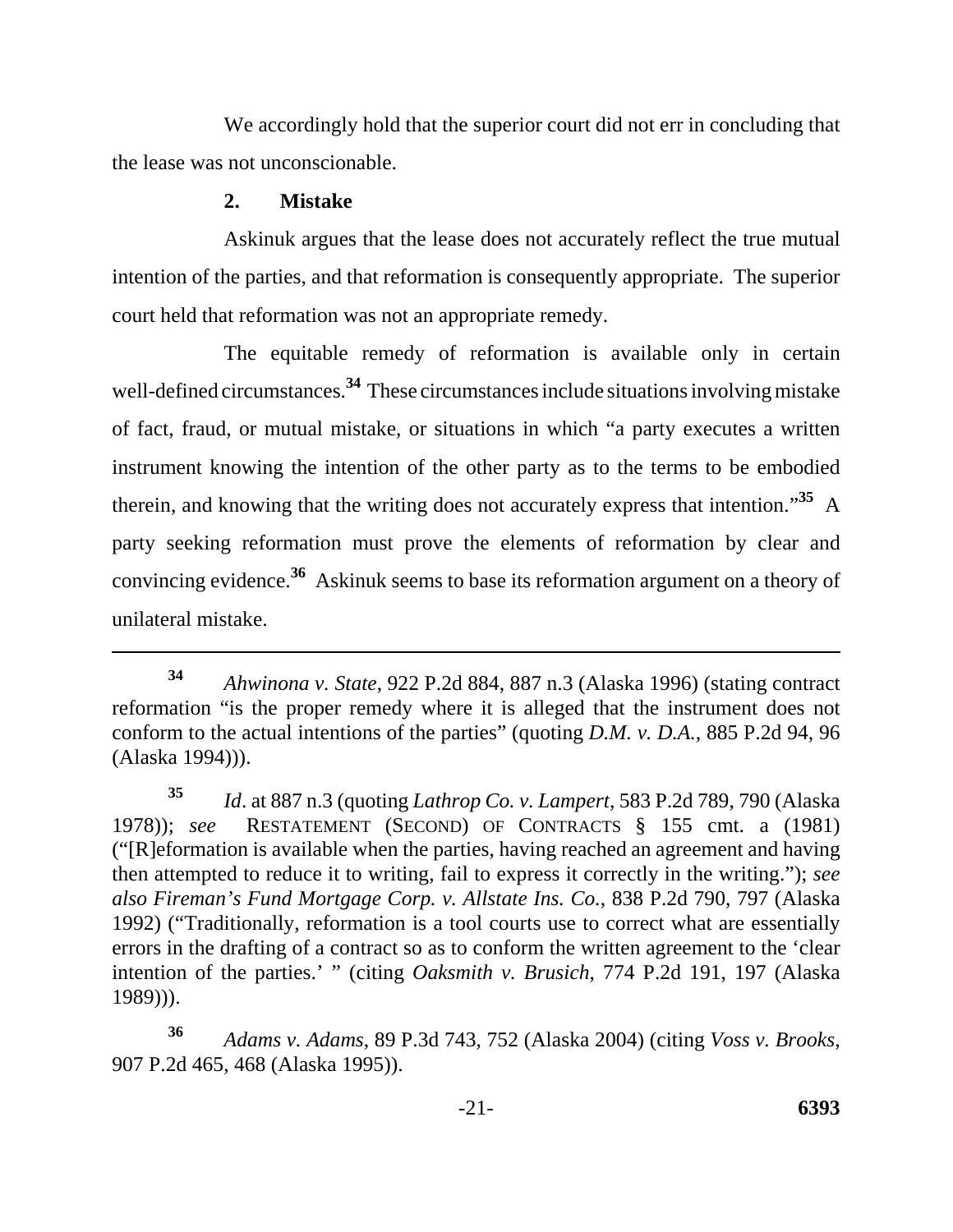We accordingly hold that the superior court did not err in concluding that the lease was not unconscionable.

### 2. Mistake

Askinuk argues that the lease does not accurately reflect the true mutual intention of the parties, and that reformation is consequently appropriate. The superior court held that reformation was not an appropriate remedy.

The equitable remedy of reformation is available only in certain well-defined circumstances.[34] These circumstances include situations involving mistake of fact, fraud, or mutual mistake, or situations in which "a party executes a written instrument knowing the intention of the other party as to the terms to be embodied therein, and knowing that the writing does not accurately express that intention."[35] A party seeking reformation must prove the elements of reformation by clear and convincing evidence.[36] Askinuk seems to base its reformation argument on a theory of unilateral mistake.

---

[34] *Ahwinona v. State*, 922 P.2d 884, 887 n.3 (Alaska 1996) (stating contract reformation "is the proper remedy where it is alleged that the instrument does not conform to the actual intentions of the parties" (quoting *D.M. v. D.A.*, 885 P.2d 94, 96 (Alaska 1994))).

[35] *Id*. at 887 n.3 (quoting *Lathrop Co. v. Lampert*, 583 P.2d 789, 790 (Alaska 1978)); *see* RESTATEMENT (SECOND) OF CONTRACTS § 155 cmt. a (1981) ("[R]eformation is available when the parties, having reached an agreement and having then attempted to reduce it to writing, fail to express it correctly in the writing."); *see also Fireman's Fund Mortgage Corp. v. Allstate Ins. Co.*, 838 P.2d 790, 797 (Alaska 1992) ("Traditionally, reformation is a tool courts use to correct what are essentially errors in the drafting of a contract so as to conform the written agreement to the 'clear intention of the parties.' " (citing *Oaksmith v. Brusich*, 774 P.2d 191, 197 (Alaska 1989))).

[36] *Adams v. Adams*, 89 P.3d 743, 752 (Alaska 2004) (citing *Voss v. Brooks*, 907 P.2d 465, 468 (Alaska 1995)).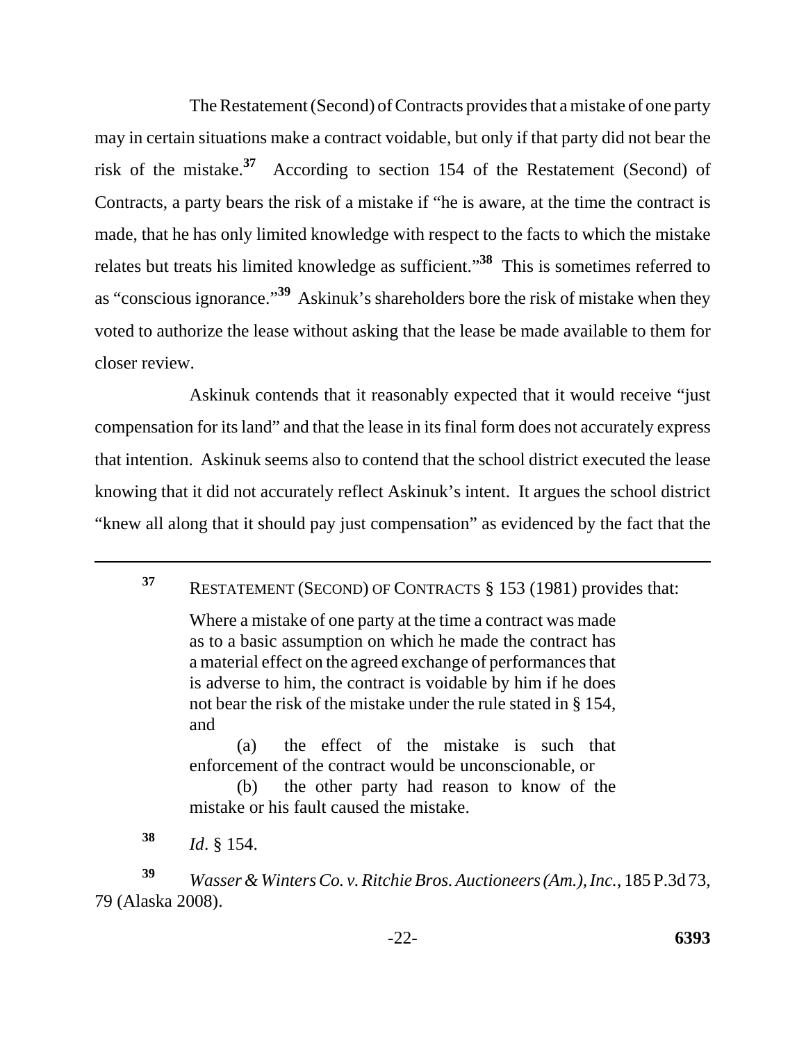The Restatement (Second) of Contracts provides that a mistake of one party may in certain situations make a contract voidable, but only if that party did not bear the risk of the mistake.[37] According to section 154 of the Restatement (Second) of Contracts, a party bears the risk of a mistake if "he is aware, at the time the contract is made, that he has only limited knowledge with respect to the facts to which the mistake relates but treats his limited knowledge as sufficient."[38] This is sometimes referred to as "conscious ignorance."[39] Askinuk's shareholders bore the risk of mistake when they voted to authorize the lease without asking that the lease be made available to them for closer review.

Askinuk contends that it reasonably expected that it would receive "just compensation for its land" and that the lease in its final form does not accurately express that intention. Askinuk seems also to contend that the school district executed the lease knowing that it did not accurately reflect Askinuk's intent. It argues the school district "knew all along that it should pay just compensation" as evidenced by the fact that the

---

[37] RESTATEMENT (SECOND) OF CONTRACTS § 153 (1981) provides that:

> Where a mistake of one party at the time a contract was made as to a basic assumption on which he made the contract has a material effect on the agreed exchange of performances that is adverse to him, the contract is voidable by him if he does not bear the risk of the mistake under the rule stated in § 154, and
>
> (a) the effect of the mistake is such that enforcement of the contract would be unconscionable, or
>
> (b) the other party had reason to know of the mistake or his fault caused the mistake.

[38] *Id*. § 154.

[39] *Wasser & Winters Co. v. Ritchie Bros. Auctioneers (Am.), Inc.*, 185 P.3d 73, 79 (Alaska 2008).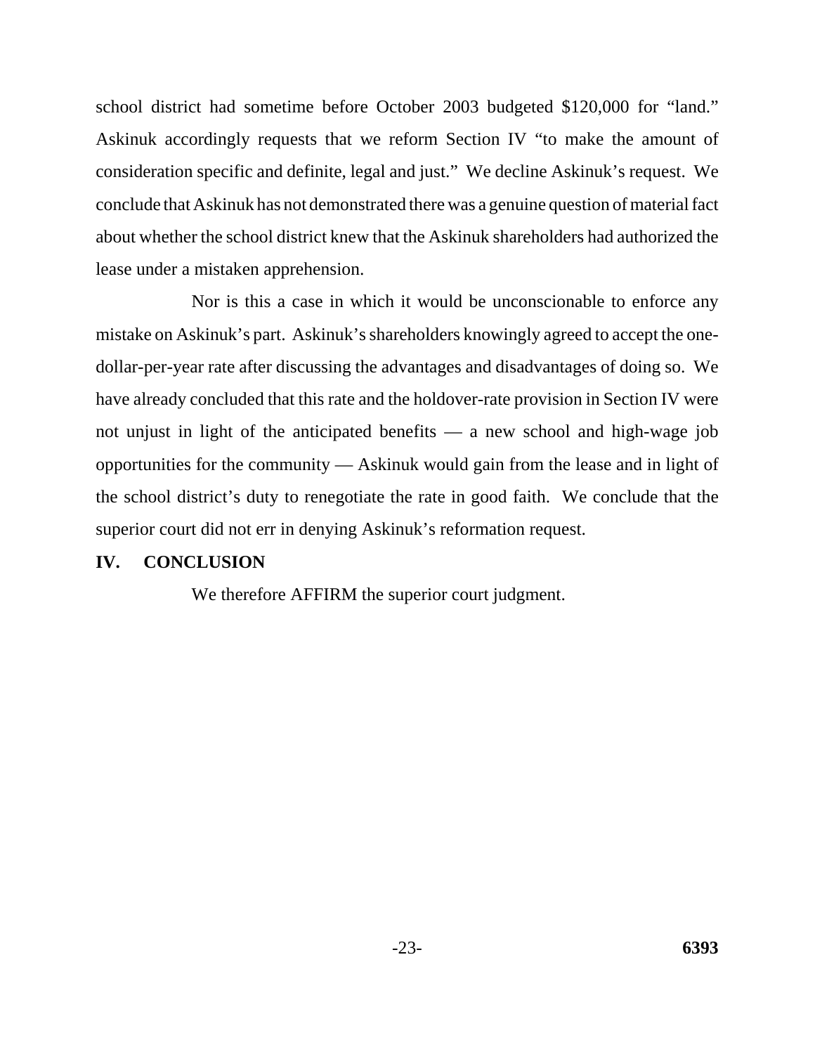school district had sometime before October 2003 budgeted $120,000 for "land." Askinuk accordingly requests that we reform Section IV "to make the amount of consideration specific and definite, legal and just." We decline Askinuk's request. We conclude that Askinuk has not demonstrated there was a genuine question of material fact about whether the school district knew that the Askinuk shareholders had authorized the lease under a mistaken apprehension.

Nor is this a case in which it would be unconscionable to enforce any mistake on Askinuk's part. Askinuk's shareholders knowingly agreed to accept the one-dollar-per-year rate after discussing the advantages and disadvantages of doing so. We have already concluded that this rate and the holdover-rate provision in Section IV were not unjust in light of the anticipated benefits — a new school and high-wage job opportunities for the community — Askinuk would gain from the lease and in light of the school district's duty to renegotiate the rate in good faith. We conclude that the superior court did not err in denying Askinuk's reformation request.

## IV. CONCLUSION

We therefore AFFIRM the superior court judgment.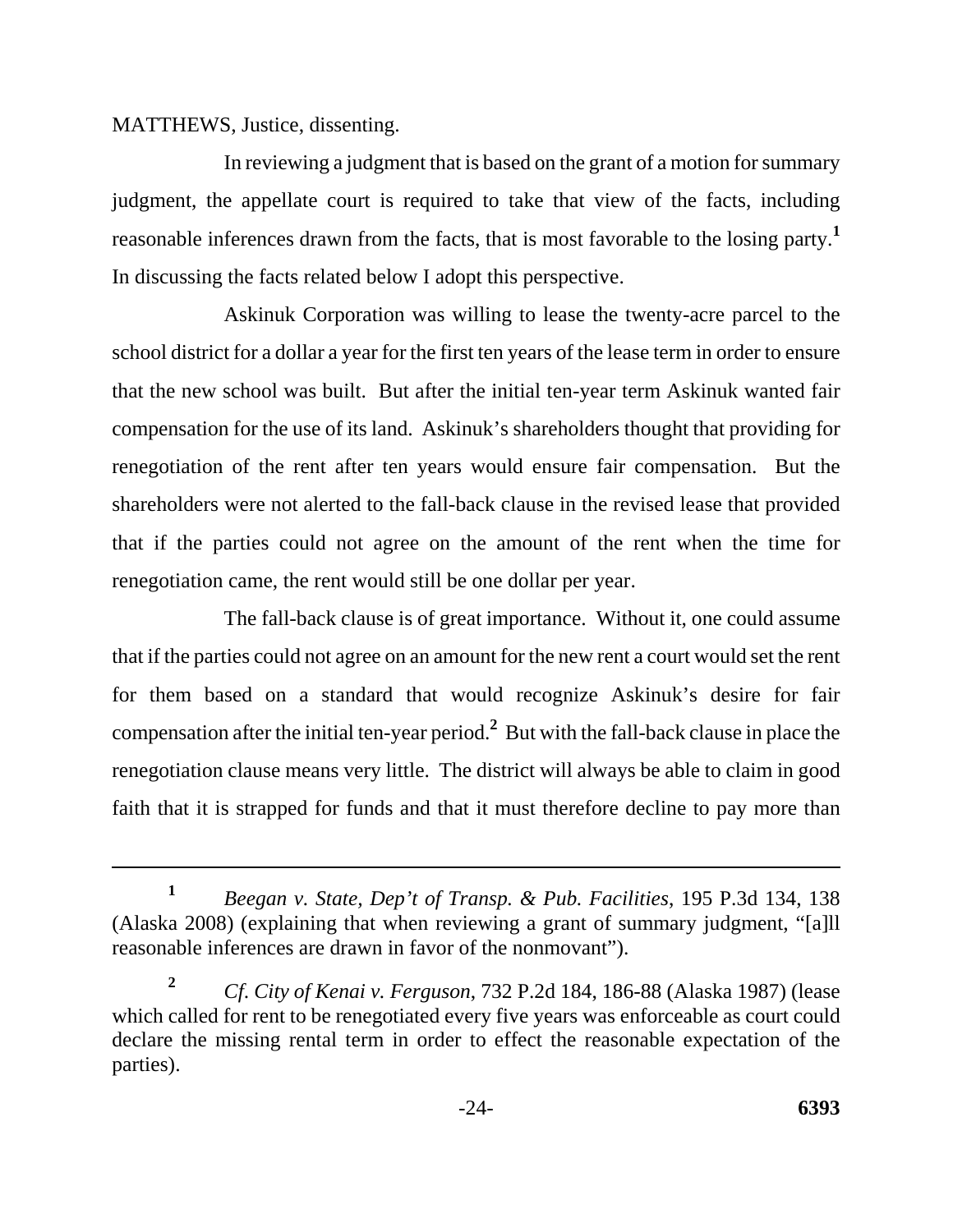MATTHEWS, Justice, dissenting.

In reviewing a judgment that is based on the grant of a motion for summary judgment, the appellate court is required to take that view of the facts, including reasonable inferences drawn from the facts, that is most favorable to the losing party.[1] In discussing the facts related below I adopt this perspective.

Askinuk Corporation was willing to lease the twenty-acre parcel to the school district for a dollar a year for the first ten years of the lease term in order to ensure that the new school was built. But after the initial ten-year term Askinuk wanted fair compensation for the use of its land. Askinuk's shareholders thought that providing for renegotiation of the rent after ten years would ensure fair compensation. But the shareholders were not alerted to the fall-back clause in the revised lease that provided that if the parties could not agree on the amount of the rent when the time for renegotiation came, the rent would still be one dollar per year.

The fall-back clause is of great importance. Without it, one could assume that if the parties could not agree on an amount for the new rent a court would set the rent for them based on a standard that would recognize Askinuk's desire for fair compensation after the initial ten-year period.[2] But with the fall-back clause in place the renegotiation clause means very little. The district will always be able to claim in good faith that it is strapped for funds and that it must therefore decline to pay more than

---

[1] *Beegan v. State, Dep't of Transp. & Pub. Facilities*, 195 P.3d 134, 138 (Alaska 2008) (explaining that when reviewing a grant of summary judgment, "[a]ll reasonable inferences are drawn in favor of the nonmovant").

[2] *Cf. City of Kenai v. Ferguson*, 732 P.2d 184, 186-88 (Alaska 1987) (lease which called for rent to be renegotiated every five years was enforceable as court could declare the missing rental term in order to effect the reasonable expectation of the parties).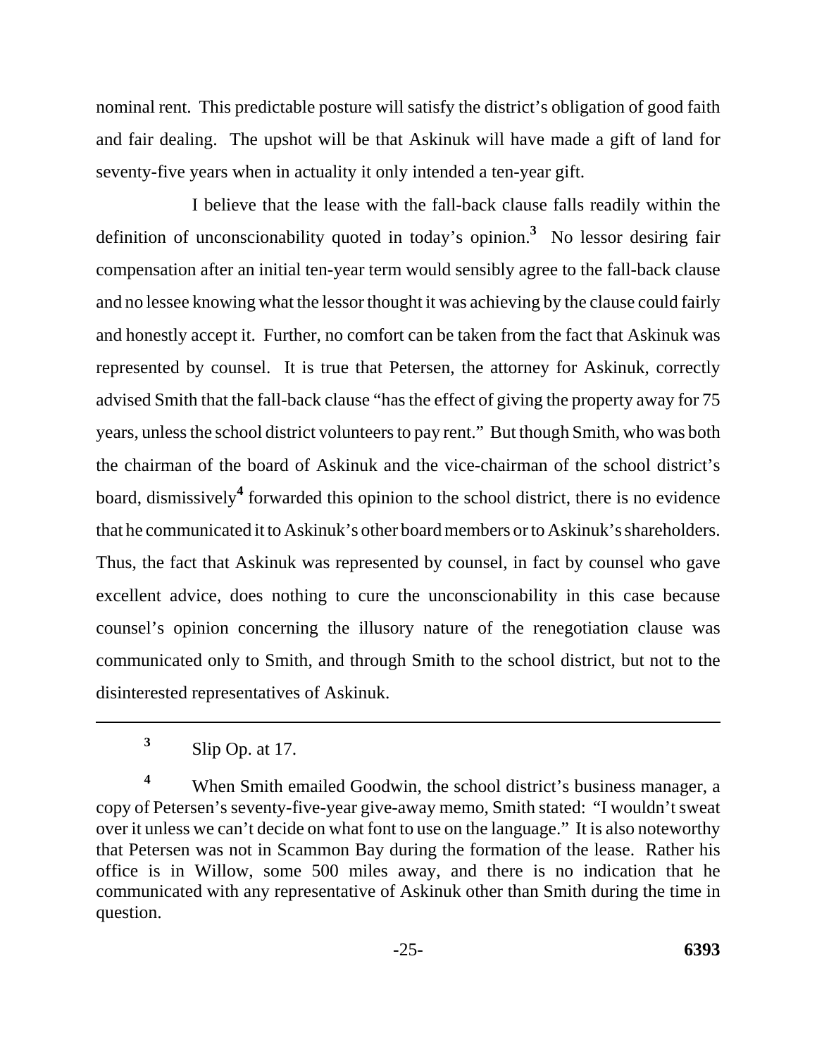nominal rent. This predictable posture will satisfy the district's obligation of good faith and fair dealing. The upshot will be that Askinuk will have made a gift of land for seventy-five years when in actuality it only intended a ten-year gift.

I believe that the lease with the fall-back clause falls readily within the definition of unconscionability quoted in today's opinion.[3] No lessor desiring fair compensation after an initial ten-year term would sensibly agree to the fall-back clause and no lessee knowing what the lessor thought it was achieving by the clause could fairly and honestly accept it. Further, no comfort can be taken from the fact that Askinuk was represented by counsel. It is true that Petersen, the attorney for Askinuk, correctly advised Smith that the fall-back clause "has the effect of giving the property away for 75 years, unless the school district volunteers to pay rent." But though Smith, who was both the chairman of the board of Askinuk and the vice-chairman of the school district's board, dismissively[4] forwarded this opinion to the school district, there is no evidence that he communicated it to Askinuk's other board members or to Askinuk's shareholders. Thus, the fact that Askinuk was represented by counsel, in fact by counsel who gave excellent advice, does nothing to cure the unconscionability in this case because counsel's opinion concerning the illusory nature of the renegotiation clause was communicated only to Smith, and through Smith to the school district, but not to the disinterested representatives of Askinuk.

---

[3] Slip Op. at 17.

[4] When Smith emailed Goodwin, the school district's business manager, a copy of Petersen's seventy-five-year give-away memo, Smith stated: "I wouldn't sweat over it unless we can't decide on what font to use on the language." It is also noteworthy that Petersen was not in Scammon Bay during the formation of the lease. Rather his office is in Willow, some 500 miles away, and there is no indication that he communicated with any representative of Askinuk other than Smith during the time in question.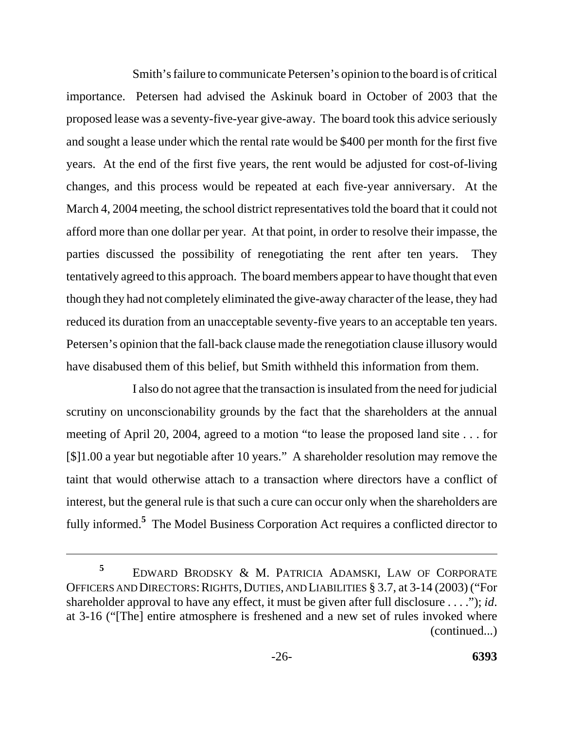Smith's failure to communicate Petersen's opinion to the board is of critical importance. Petersen had advised the Askinuk board in October of 2003 that the proposed lease was a seventy-five-year give-away. The board took this advice seriously and sought a lease under which the rental rate would be $400 per month for the first five years. At the end of the first five years, the rent would be adjusted for cost-of-living changes, and this process would be repeated at each five-year anniversary. At the March 4, 2004 meeting, the school district representatives told the board that it could not afford more than one dollar per year. At that point, in order to resolve their impasse, the parties discussed the possibility of renegotiating the rent after ten years. They tentatively agreed to this approach. The board members appear to have thought that even though they had not completely eliminated the give-away character of the lease, they had reduced its duration from an unacceptable seventy-five years to an acceptable ten years. Petersen's opinion that the fall-back clause made the renegotiation clause illusory would have disabused them of this belief, but Smith withheld this information from them.

I also do not agree that the transaction is insulated from the need for judicial scrutiny on unconscionability grounds by the fact that the shareholders at the annual meeting of April 20, 2004, agreed to a motion "to lease the proposed land site . . . for [$]1.00 a year but negotiable after 10 years." A shareholder resolution may remove the taint that would otherwise attach to a transaction where directors have a conflict of interest, but the general rule is that such a cure can occur only when the shareholders are fully informed.[5] The Model Business Corporation Act requires a conflicted director to

---

[5] EDWARD BRODSKY & M. PATRICIA ADAMSKI, LAW OF CORPORATE OFFICERS AND DIRECTORS: RIGHTS, DUTIES, AND LIABILITIES § 3.7, at 3-14 (2003) ("For shareholder approval to have any effect, it must be given after full disclosure . . . ."); *id*. at 3-16 ("[The] entire atmosphere is freshened and a new set of rules invoked where (continued...)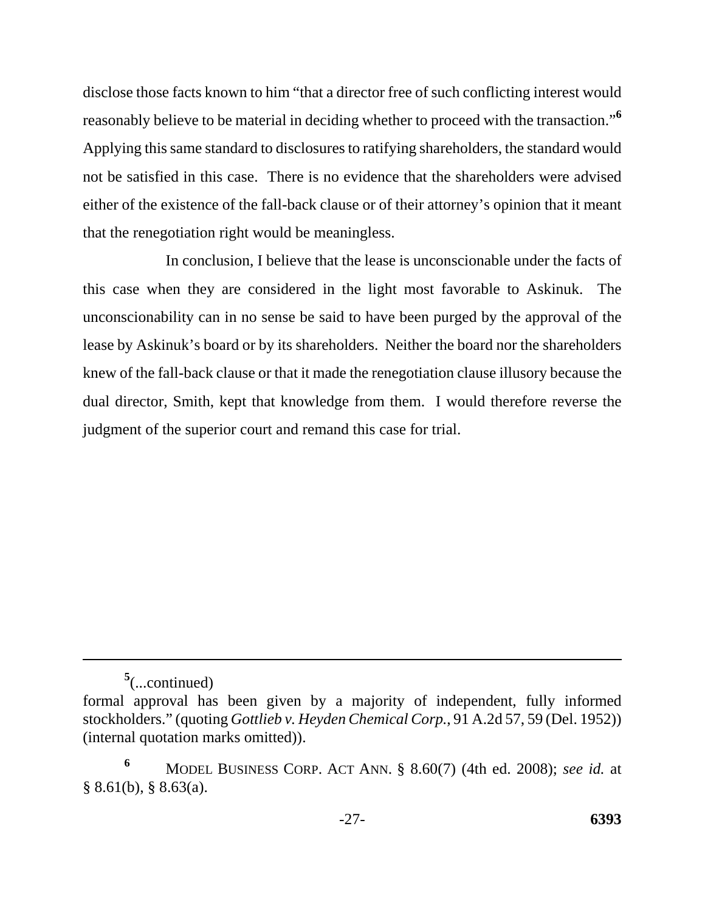disclose those facts known to him "that a director free of such conflicting interest would reasonably believe to be material in deciding whether to proceed with the transaction."[6] Applying this same standard to disclosures to ratifying shareholders, the standard would not be satisfied in this case. There is no evidence that the shareholders were advised either of the existence of the fall-back clause or of their attorney's opinion that it meant that the renegotiation right would be meaningless.

In conclusion, I believe that the lease is unconscionable under the facts of this case when they are considered in the light most favorable to Askinuk. The unconscionability can in no sense be said to have been purged by the approval of the lease by Askinuk's board or by its shareholders. Neither the board nor the shareholders knew of the fall-back clause or that it made the renegotiation clause illusory because the dual director, Smith, kept that knowledge from them. I would therefore reverse the judgment of the superior court and remand this case for trial.

---

[5](...continued)
formal approval has been given by a majority of independent, fully informed stockholders." (quoting *Gottlieb v. Heyden Chemical Corp.*, 91 A.2d 57, 59 (Del. 1952)) (internal quotation marks omitted)).

[6] MODEL BUSINESS CORP. ACT ANN. § 8.60(7) (4th ed. 2008); *see id.* at § 8.61(b), § 8.63(a).